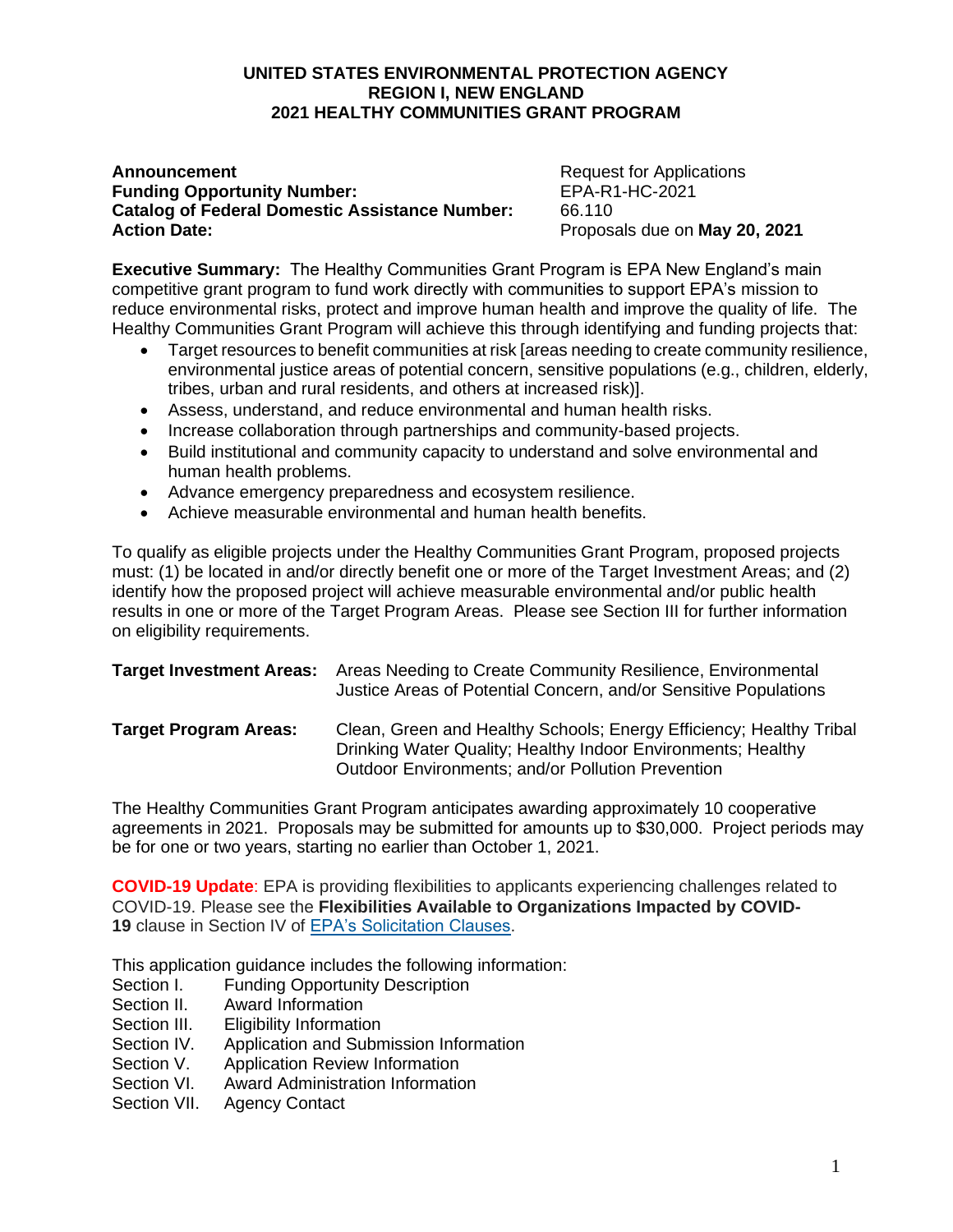**UNITED STATES ENVIRONMENTAL PROTECTION AGENCY**
**REGION I, NEW ENGLAND**
**2021 HEALTHY COMMUNITIES GRANT PROGRAM**

| | |
|---|---|
| **Announcement** | Request for Applications |
| **Funding Opportunity Number:** | EPA-R1-HC-2021 |
| **Catalog of Federal Domestic Assistance Number:** | 66.110 |
| **Action Date:** | Proposals due on **May 20, 2021** |

**Executive Summary:** The Healthy Communities Grant Program is EPA New England's main competitive grant program to fund work directly with communities to support EPA's mission to reduce environmental risks, protect and improve human health and improve the quality of life. The Healthy Communities Grant Program will achieve this through identifying and funding projects that:

- Target resources to benefit communities at risk [areas needing to create community resilience, environmental justice areas of potential concern, sensitive populations (e.g., children, elderly, tribes, urban and rural residents, and others at increased risk)].
- Assess, understand, and reduce environmental and human health risks.
- Increase collaboration through partnerships and community-based projects.
- Build institutional and community capacity to understand and solve environmental and human health problems.
- Advance emergency preparedness and ecosystem resilience.
- Achieve measurable environmental and human health benefits.

To qualify as eligible projects under the Healthy Communities Grant Program, proposed projects must: (1) be located in and/or directly benefit one or more of the Target Investment Areas; and (2) identify how the proposed project will achieve measurable environmental and/or public health results in one or more of the Target Program Areas. Please see Section III for further information on eligibility requirements.

**Target Investment Areas:** Areas Needing to Create Community Resilience, Environmental Justice Areas of Potential Concern, and/or Sensitive Populations

**Target Program Areas:** Clean, Green and Healthy Schools; Energy Efficiency; Healthy Tribal Drinking Water Quality; Healthy Indoor Environments; Healthy Outdoor Environments; and/or Pollution Prevention

The Healthy Communities Grant Program anticipates awarding approximately 10 cooperative agreements in 2021. Proposals may be submitted for amounts up to $30,000. Project periods may be for one or two years, starting no earlier than October 1, 2021.

**COVID-19 Update**: EPA is providing flexibilities to applicants experiencing challenges related to COVID-19. Please see the **Flexibilities Available to Organizations Impacted by COVID-19** clause in Section IV of [EPA's Solicitation Clauses](EPA's Solicitation Clauses).

This application guidance includes the following information:

Section I. Funding Opportunity Description
Section II. Award Information
Section III. Eligibility Information
Section IV. Application and Submission Information
Section V. Application Review Information
Section VI. Award Administration Information
Section VII. Agency Contact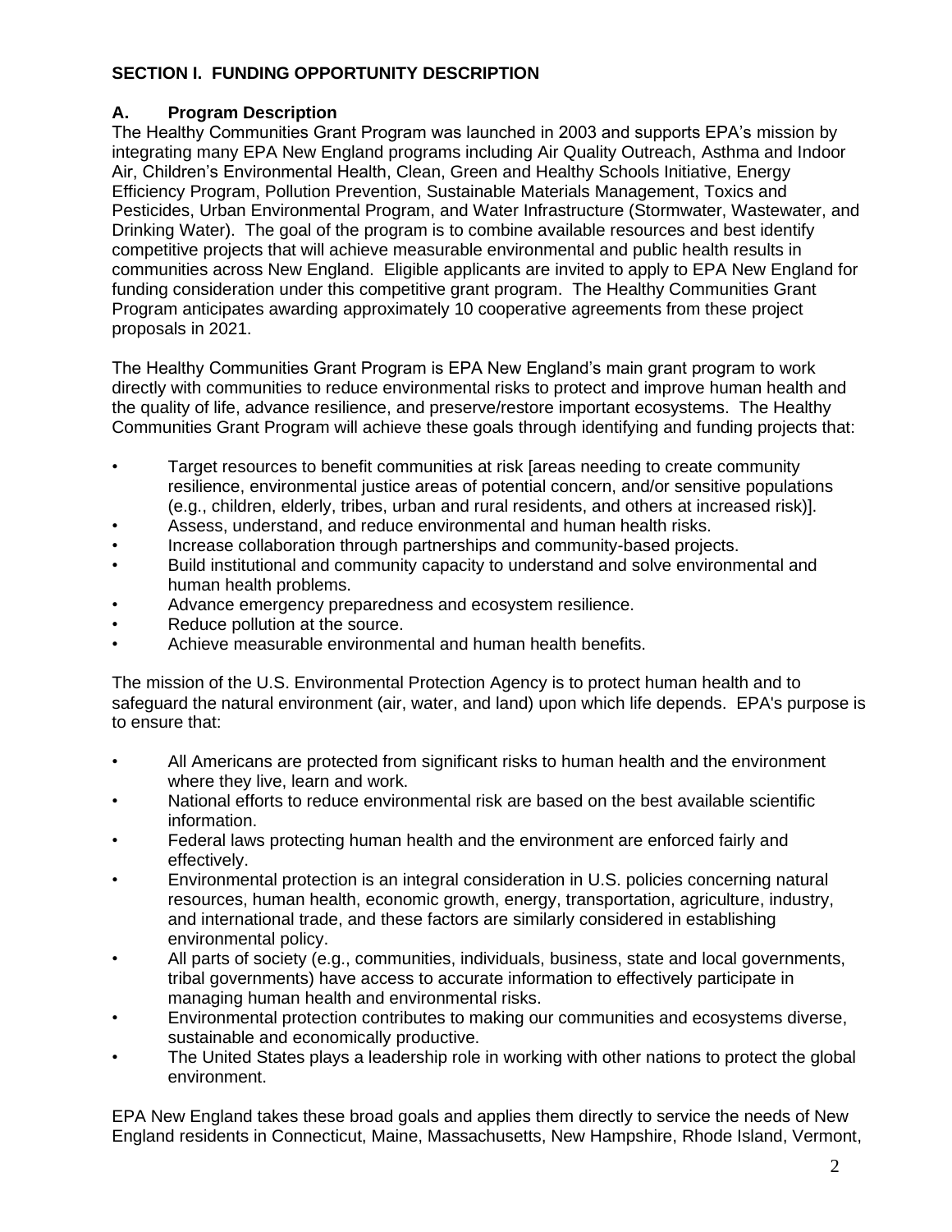## SECTION I. FUNDING OPPORTUNITY DESCRIPTION

### A. Program Description

The Healthy Communities Grant Program was launched in 2003 and supports EPA's mission by integrating many EPA New England programs including Air Quality Outreach, Asthma and Indoor Air, Children's Environmental Health, Clean, Green and Healthy Schools Initiative, Energy Efficiency Program, Pollution Prevention, Sustainable Materials Management, Toxics and Pesticides, Urban Environmental Program, and Water Infrastructure (Stormwater, Wastewater, and Drinking Water). The goal of the program is to combine available resources and best identify competitive projects that will achieve measurable environmental and public health results in communities across New England. Eligible applicants are invited to apply to EPA New England for funding consideration under this competitive grant program. The Healthy Communities Grant Program anticipates awarding approximately 10 cooperative agreements from these project proposals in 2021.

The Healthy Communities Grant Program is EPA New England's main grant program to work directly with communities to reduce environmental risks to protect and improve human health and the quality of life, advance resilience, and preserve/restore important ecosystems. The Healthy Communities Grant Program will achieve these goals through identifying and funding projects that:

- Target resources to benefit communities at risk [areas needing to create community resilience, environmental justice areas of potential concern, and/or sensitive populations (e.g., children, elderly, tribes, urban and rural residents, and others at increased risk)].
- Assess, understand, and reduce environmental and human health risks.
- Increase collaboration through partnerships and community-based projects.
- Build institutional and community capacity to understand and solve environmental and human health problems.
- Advance emergency preparedness and ecosystem resilience.
- Reduce pollution at the source.
- Achieve measurable environmental and human health benefits.

The mission of the U.S. Environmental Protection Agency is to protect human health and to safeguard the natural environment (air, water, and land) upon which life depends. EPA's purpose is to ensure that:

- All Americans are protected from significant risks to human health and the environment where they live, learn and work.
- National efforts to reduce environmental risk are based on the best available scientific information.
- Federal laws protecting human health and the environment are enforced fairly and effectively.
- Environmental protection is an integral consideration in U.S. policies concerning natural resources, human health, economic growth, energy, transportation, agriculture, industry, and international trade, and these factors are similarly considered in establishing environmental policy.
- All parts of society (e.g., communities, individuals, business, state and local governments, tribal governments) have access to accurate information to effectively participate in managing human health and environmental risks.
- Environmental protection contributes to making our communities and ecosystems diverse, sustainable and economically productive.
- The United States plays a leadership role in working with other nations to protect the global environment.

EPA New England takes these broad goals and applies them directly to service the needs of New England residents in Connecticut, Maine, Massachusetts, New Hampshire, Rhode Island, Vermont,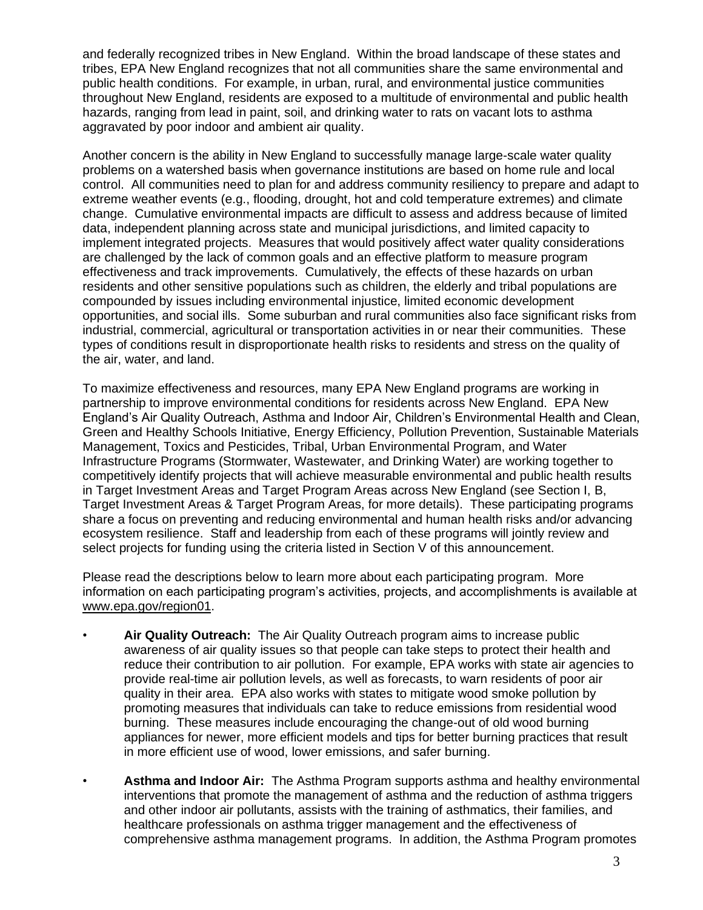and federally recognized tribes in New England. Within the broad landscape of these states and tribes, EPA New England recognizes that not all communities share the same environmental and public health conditions. For example, in urban, rural, and environmental justice communities throughout New England, residents are exposed to a multitude of environmental and public health hazards, ranging from lead in paint, soil, and drinking water to rats on vacant lots to asthma aggravated by poor indoor and ambient air quality.

Another concern is the ability in New England to successfully manage large-scale water quality problems on a watershed basis when governance institutions are based on home rule and local control. All communities need to plan for and address community resiliency to prepare and adapt to extreme weather events (e.g., flooding, drought, hot and cold temperature extremes) and climate change. Cumulative environmental impacts are difficult to assess and address because of limited data, independent planning across state and municipal jurisdictions, and limited capacity to implement integrated projects. Measures that would positively affect water quality considerations are challenged by the lack of common goals and an effective platform to measure program effectiveness and track improvements. Cumulatively, the effects of these hazards on urban residents and other sensitive populations such as children, the elderly and tribal populations are compounded by issues including environmental injustice, limited economic development opportunities, and social ills. Some suburban and rural communities also face significant risks from industrial, commercial, agricultural or transportation activities in or near their communities. These types of conditions result in disproportionate health risks to residents and stress on the quality of the air, water, and land.

To maximize effectiveness and resources, many EPA New England programs are working in partnership to improve environmental conditions for residents across New England. EPA New England's Air Quality Outreach, Asthma and Indoor Air, Children's Environmental Health and Clean, Green and Healthy Schools Initiative, Energy Efficiency, Pollution Prevention, Sustainable Materials Management, Toxics and Pesticides, Tribal, Urban Environmental Program, and Water Infrastructure Programs (Stormwater, Wastewater, and Drinking Water) are working together to competitively identify projects that will achieve measurable environmental and public health results in Target Investment Areas and Target Program Areas across New England (see Section I, B, Target Investment Areas & Target Program Areas, for more details). These participating programs share a focus on preventing and reducing environmental and human health risks and/or advancing ecosystem resilience. Staff and leadership from each of these programs will jointly review and select projects for funding using the criteria listed in Section V of this announcement.

Please read the descriptions below to learn more about each participating program. More information on each participating program's activities, projects, and accomplishments is available at www.epa.gov/region01.

- **Air Quality Outreach:** The Air Quality Outreach program aims to increase public awareness of air quality issues so that people can take steps to protect their health and reduce their contribution to air pollution. For example, EPA works with state air agencies to provide real-time air pollution levels, as well as forecasts, to warn residents of poor air quality in their area. EPA also works with states to mitigate wood smoke pollution by promoting measures that individuals can take to reduce emissions from residential wood burning. These measures include encouraging the change-out of old wood burning appliances for newer, more efficient models and tips for better burning practices that result in more efficient use of wood, lower emissions, and safer burning.

- **Asthma and Indoor Air:** The Asthma Program supports asthma and healthy environmental interventions that promote the management of asthma and the reduction of asthma triggers and other indoor air pollutants, assists with the training of asthmatics, their families, and healthcare professionals on asthma trigger management and the effectiveness of comprehensive asthma management programs. In addition, the Asthma Program promotes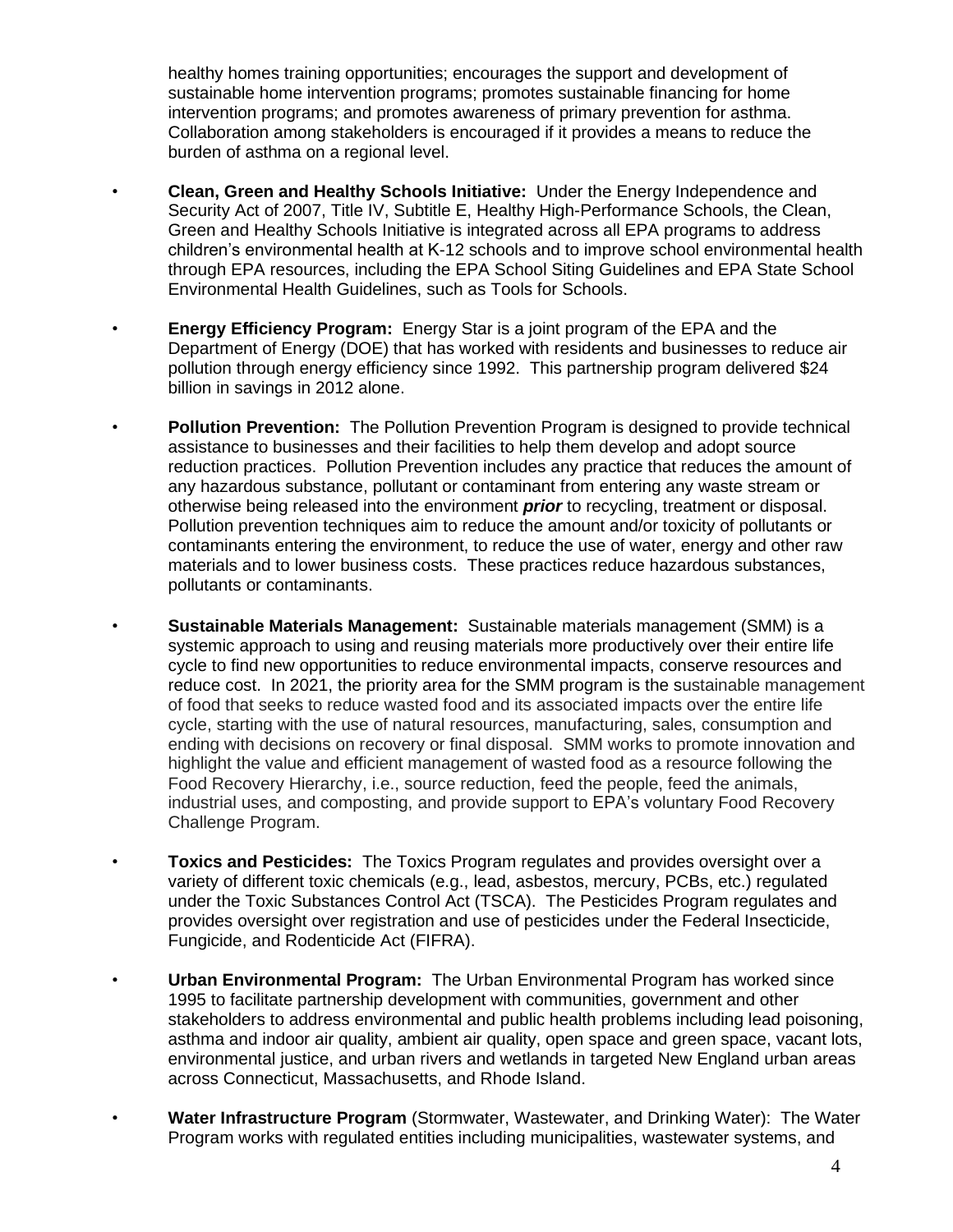healthy homes training opportunities; encourages the support and development of sustainable home intervention programs; promotes sustainable financing for home intervention programs; and promotes awareness of primary prevention for asthma. Collaboration among stakeholders is encouraged if it provides a means to reduce the burden of asthma on a regional level.

- **Clean, Green and Healthy Schools Initiative:** Under the Energy Independence and Security Act of 2007, Title IV, Subtitle E, Healthy High-Performance Schools, the Clean, Green and Healthy Schools Initiative is integrated across all EPA programs to address children's environmental health at K-12 schools and to improve school environmental health through EPA resources, including the EPA School Siting Guidelines and EPA State School Environmental Health Guidelines, such as Tools for Schools.

- **Energy Efficiency Program:** Energy Star is a joint program of the EPA and the Department of Energy (DOE) that has worked with residents and businesses to reduce air pollution through energy efficiency since 1992. This partnership program delivered $24 billion in savings in 2012 alone.

- **Pollution Prevention:** The Pollution Prevention Program is designed to provide technical assistance to businesses and their facilities to help them develop and adopt source reduction practices. Pollution Prevention includes any practice that reduces the amount of any hazardous substance, pollutant or contaminant from entering any waste stream or otherwise being released into the environment ***prior*** to recycling, treatment or disposal. Pollution prevention techniques aim to reduce the amount and/or toxicity of pollutants or contaminants entering the environment, to reduce the use of water, energy and other raw materials and to lower business costs. These practices reduce hazardous substances, pollutants or contaminants.

- **Sustainable Materials Management:** Sustainable materials management (SMM) is a systemic approach to using and reusing materials more productively over their entire life cycle to find new opportunities to reduce environmental impacts, conserve resources and reduce cost. In 2021, the priority area for the SMM program is the sustainable management of food that seeks to reduce wasted food and its associated impacts over the entire life cycle, starting with the use of natural resources, manufacturing, sales, consumption and ending with decisions on recovery or final disposal. SMM works to promote innovation and highlight the value and efficient management of wasted food as a resource following the Food Recovery Hierarchy, i.e., source reduction, feed the people, feed the animals, industrial uses, and composting, and provide support to EPA's voluntary Food Recovery Challenge Program.

- **Toxics and Pesticides:** The Toxics Program regulates and provides oversight over a variety of different toxic chemicals (e.g., lead, asbestos, mercury, PCBs, etc.) regulated under the Toxic Substances Control Act (TSCA). The Pesticides Program regulates and provides oversight over registration and use of pesticides under the Federal Insecticide, Fungicide, and Rodenticide Act (FIFRA).

- **Urban Environmental Program:** The Urban Environmental Program has worked since 1995 to facilitate partnership development with communities, government and other stakeholders to address environmental and public health problems including lead poisoning, asthma and indoor air quality, ambient air quality, open space and green space, vacant lots, environmental justice, and urban rivers and wetlands in targeted New England urban areas across Connecticut, Massachusetts, and Rhode Island.

- **Water Infrastructure Program** (Stormwater, Wastewater, and Drinking Water): The Water Program works with regulated entities including municipalities, wastewater systems, and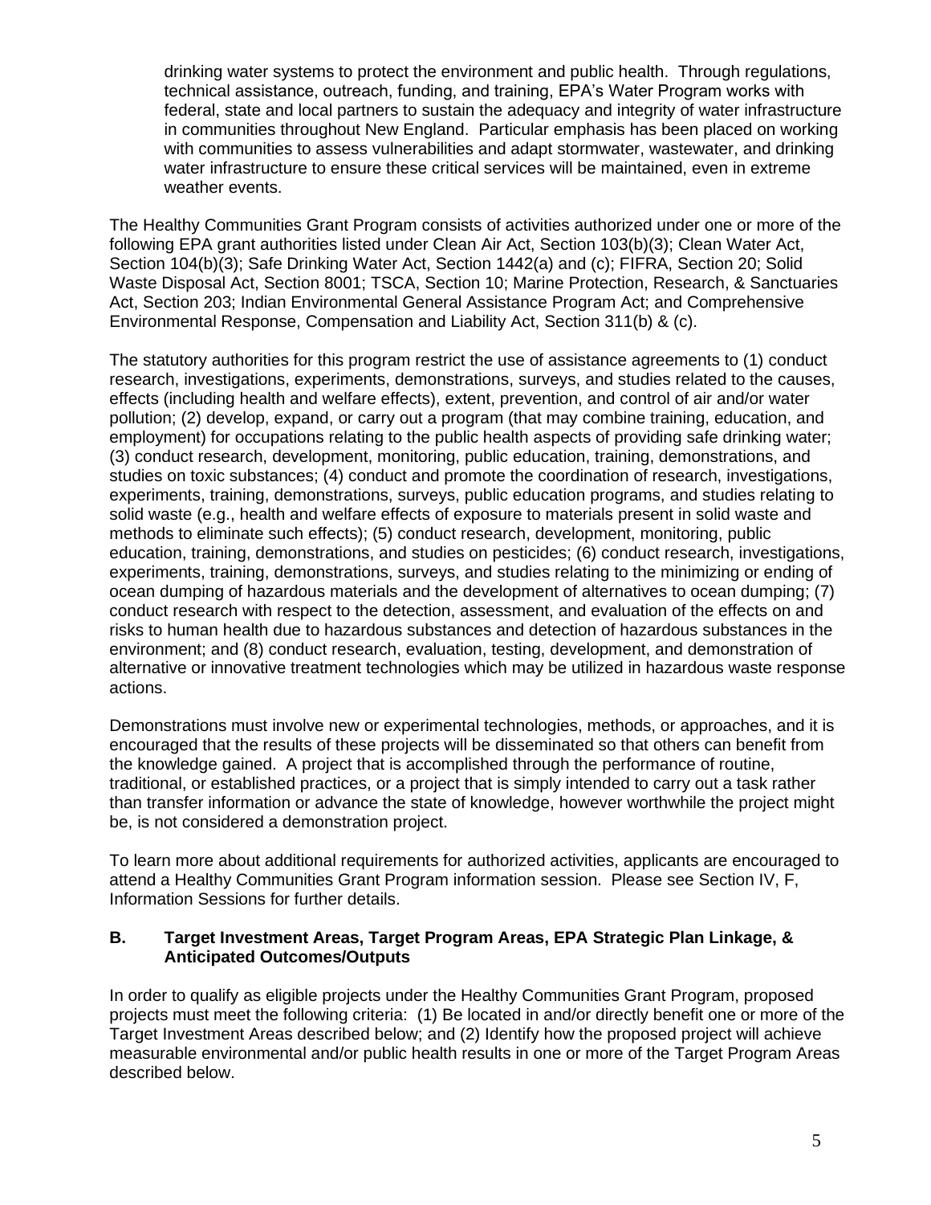drinking water systems to protect the environment and public health. Through regulations, technical assistance, outreach, funding, and training, EPA's Water Program works with federal, state and local partners to sustain the adequacy and integrity of water infrastructure in communities throughout New England. Particular emphasis has been placed on working with communities to assess vulnerabilities and adapt stormwater, wastewater, and drinking water infrastructure to ensure these critical services will be maintained, even in extreme weather events.

The Healthy Communities Grant Program consists of activities authorized under one or more of the following EPA grant authorities listed under Clean Air Act, Section 103(b)(3); Clean Water Act, Section 104(b)(3); Safe Drinking Water Act, Section 1442(a) and (c); FIFRA, Section 20; Solid Waste Disposal Act, Section 8001; TSCA, Section 10; Marine Protection, Research, & Sanctuaries Act, Section 203; Indian Environmental General Assistance Program Act; and Comprehensive Environmental Response, Compensation and Liability Act, Section 311(b) & (c).

The statutory authorities for this program restrict the use of assistance agreements to (1) conduct research, investigations, experiments, demonstrations, surveys, and studies related to the causes, effects (including health and welfare effects), extent, prevention, and control of air and/or water pollution; (2) develop, expand, or carry out a program (that may combine training, education, and employment) for occupations relating to the public health aspects of providing safe drinking water; (3) conduct research, development, monitoring, public education, training, demonstrations, and studies on toxic substances; (4) conduct and promote the coordination of research, investigations, experiments, training, demonstrations, surveys, public education programs, and studies relating to solid waste (e.g., health and welfare effects of exposure to materials present in solid waste and methods to eliminate such effects); (5) conduct research, development, monitoring, public education, training, demonstrations, and studies on pesticides; (6) conduct research, investigations, experiments, training, demonstrations, surveys, and studies relating to the minimizing or ending of ocean dumping of hazardous materials and the development of alternatives to ocean dumping; (7) conduct research with respect to the detection, assessment, and evaluation of the effects on and risks to human health due to hazardous substances and detection of hazardous substances in the environment; and (8) conduct research, evaluation, testing, development, and demonstration of alternative or innovative treatment technologies which may be utilized in hazardous waste response actions.

Demonstrations must involve new or experimental technologies, methods, or approaches, and it is encouraged that the results of these projects will be disseminated so that others can benefit from the knowledge gained. A project that is accomplished through the performance of routine, traditional, or established practices, or a project that is simply intended to carry out a task rather than transfer information or advance the state of knowledge, however worthwhile the project might be, is not considered a demonstration project.

To learn more about additional requirements for authorized activities, applicants are encouraged to attend a Healthy Communities Grant Program information session. Please see Section IV, F, Information Sessions for further details.

### B. Target Investment Areas, Target Program Areas, EPA Strategic Plan Linkage, & Anticipated Outcomes/Outputs

In order to qualify as eligible projects under the Healthy Communities Grant Program, proposed projects must meet the following criteria: (1) Be located in and/or directly benefit one or more of the Target Investment Areas described below; and (2) Identify how the proposed project will achieve measurable environmental and/or public health results in one or more of the Target Program Areas described below.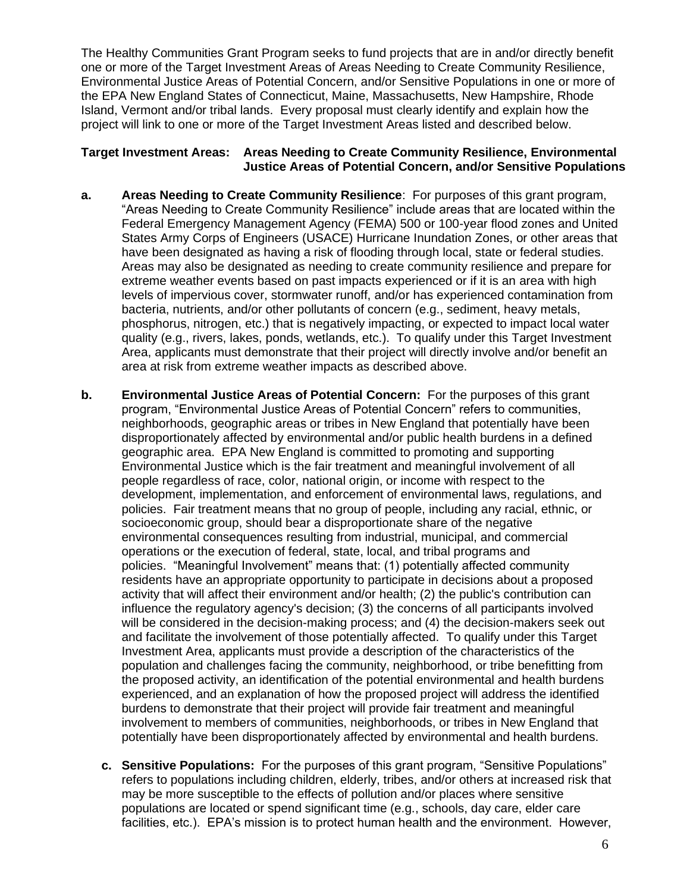The Healthy Communities Grant Program seeks to fund projects that are in and/or directly benefit one or more of the Target Investment Areas of Areas Needing to Create Community Resilience, Environmental Justice Areas of Potential Concern, and/or Sensitive Populations in one or more of the EPA New England States of Connecticut, Maine, Massachusetts, New Hampshire, Rhode Island, Vermont and/or tribal lands. Every proposal must clearly identify and explain how the project will link to one or more of the Target Investment Areas listed and described below.

**Target Investment Areas: Areas Needing to Create Community Resilience, Environmental Justice Areas of Potential Concern, and/or Sensitive Populations**

**a. Areas Needing to Create Community Resilience**: For purposes of this grant program, "Areas Needing to Create Community Resilience" include areas that are located within the Federal Emergency Management Agency (FEMA) 500 or 100-year flood zones and United States Army Corps of Engineers (USACE) Hurricane Inundation Zones, or other areas that have been designated as having a risk of flooding through local, state or federal studies. Areas may also be designated as needing to create community resilience and prepare for extreme weather events based on past impacts experienced or if it is an area with high levels of impervious cover, stormwater runoff, and/or has experienced contamination from bacteria, nutrients, and/or other pollutants of concern (e.g., sediment, heavy metals, phosphorus, nitrogen, etc.) that is negatively impacting, or expected to impact local water quality (e.g., rivers, lakes, ponds, wetlands, etc.). To qualify under this Target Investment Area, applicants must demonstrate that their project will directly involve and/or benefit an area at risk from extreme weather impacts as described above.

**b. Environmental Justice Areas of Potential Concern:** For the purposes of this grant program, "Environmental Justice Areas of Potential Concern" refers to communities, neighborhoods, geographic areas or tribes in New England that potentially have been disproportionately affected by environmental and/or public health burdens in a defined geographic area. EPA New England is committed to promoting and supporting Environmental Justice which is the fair treatment and meaningful involvement of all people regardless of race, color, national origin, or income with respect to the development, implementation, and enforcement of environmental laws, regulations, and policies. Fair treatment means that no group of people, including any racial, ethnic, or socioeconomic group, should bear a disproportionate share of the negative environmental consequences resulting from industrial, municipal, and commercial operations or the execution of federal, state, local, and tribal programs and policies. "Meaningful Involvement" means that: (1) potentially affected community residents have an appropriate opportunity to participate in decisions about a proposed activity that will affect their environment and/or health; (2) the public's contribution can influence the regulatory agency's decision; (3) the concerns of all participants involved will be considered in the decision-making process; and (4) the decision-makers seek out and facilitate the involvement of those potentially affected. To qualify under this Target Investment Area, applicants must provide a description of the characteristics of the population and challenges facing the community, neighborhood, or tribe benefitting from the proposed activity, an identification of the potential environmental and health burdens experienced, and an explanation of how the proposed project will address the identified burdens to demonstrate that their project will provide fair treatment and meaningful involvement to members of communities, neighborhoods, or tribes in New England that potentially have been disproportionately affected by environmental and health burdens.

**c. Sensitive Populations:** For the purposes of this grant program, "Sensitive Populations" refers to populations including children, elderly, tribes, and/or others at increased risk that may be more susceptible to the effects of pollution and/or places where sensitive populations are located or spend significant time (e.g., schools, day care, elder care facilities, etc.). EPA's mission is to protect human health and the environment. However,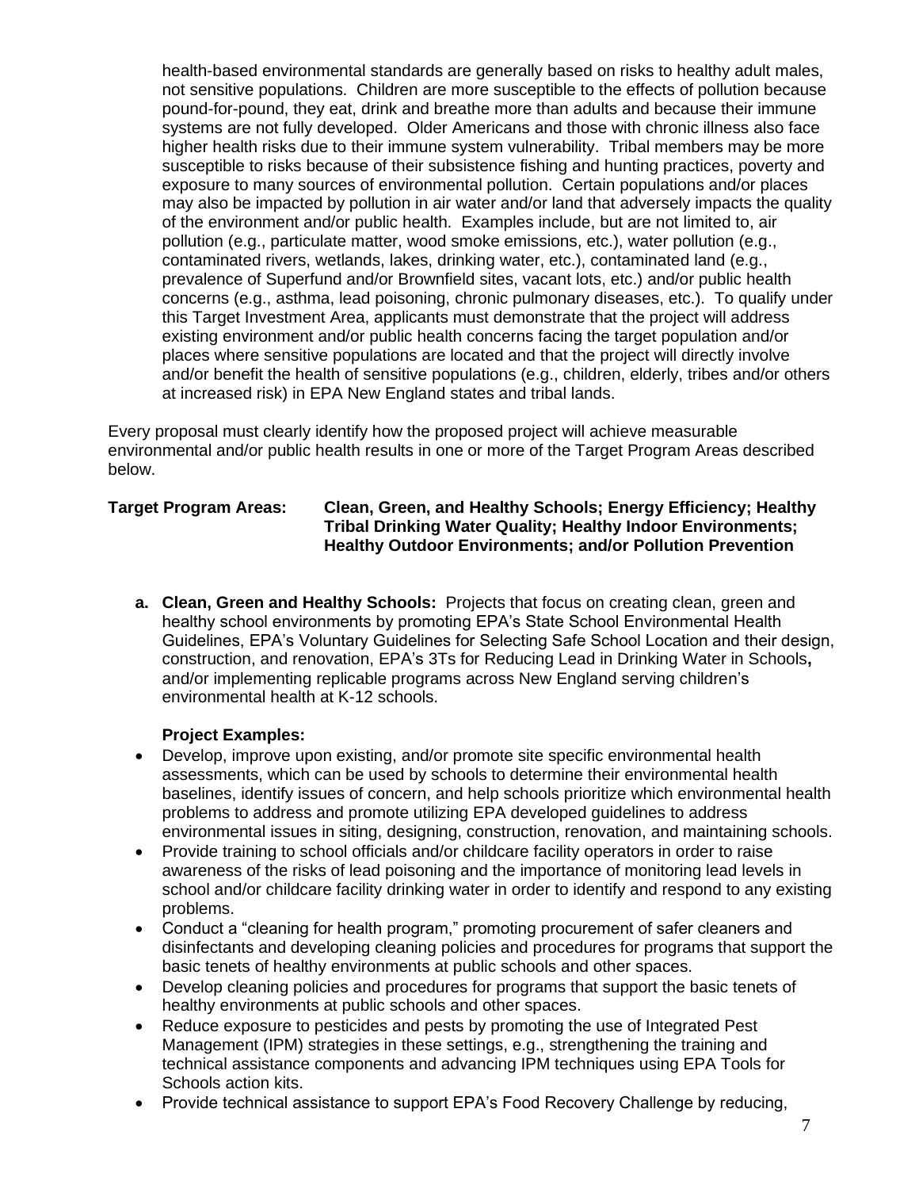health-based environmental standards are generally based on risks to healthy adult males, not sensitive populations. Children are more susceptible to the effects of pollution because pound-for-pound, they eat, drink and breathe more than adults and because their immune systems are not fully developed. Older Americans and those with chronic illness also face higher health risks due to their immune system vulnerability. Tribal members may be more susceptible to risks because of their subsistence fishing and hunting practices, poverty and exposure to many sources of environmental pollution. Certain populations and/or places may also be impacted by pollution in air water and/or land that adversely impacts the quality of the environment and/or public health. Examples include, but are not limited to, air pollution (e.g., particulate matter, wood smoke emissions, etc.), water pollution (e.g., contaminated rivers, wetlands, lakes, drinking water, etc.), contaminated land (e.g., prevalence of Superfund and/or Brownfield sites, vacant lots, etc.) and/or public health concerns (e.g., asthma, lead poisoning, chronic pulmonary diseases, etc.). To qualify under this Target Investment Area, applicants must demonstrate that the project will address existing environment and/or public health concerns facing the target population and/or places where sensitive populations are located and that the project will directly involve and/or benefit the health of sensitive populations (e.g., children, elderly, tribes and/or others at increased risk) in EPA New England states and tribal lands.

Every proposal must clearly identify how the proposed project will achieve measurable environmental and/or public health results in one or more of the Target Program Areas described below.

**Target Program Areas: Clean, Green, and Healthy Schools; Energy Efficiency; Healthy Tribal Drinking Water Quality; Healthy Indoor Environments; Healthy Outdoor Environments; and/or Pollution Prevention**

**a. Clean, Green and Healthy Schools:** Projects that focus on creating clean, green and healthy school environments by promoting EPA's State School Environmental Health Guidelines, EPA's Voluntary Guidelines for Selecting Safe School Location and their design, construction, and renovation, EPA's 3Ts for Reducing Lead in Drinking Water in Schools**,** and/or implementing replicable programs across New England serving children's environmental health at K-12 schools.

**Project Examples:**

- Develop, improve upon existing, and/or promote site specific environmental health assessments, which can be used by schools to determine their environmental health baselines, identify issues of concern, and help schools prioritize which environmental health problems to address and promote utilizing EPA developed guidelines to address environmental issues in siting, designing, construction, renovation, and maintaining schools.
- Provide training to school officials and/or childcare facility operators in order to raise awareness of the risks of lead poisoning and the importance of monitoring lead levels in school and/or childcare facility drinking water in order to identify and respond to any existing problems.
- Conduct a "cleaning for health program," promoting procurement of safer cleaners and disinfectants and developing cleaning policies and procedures for programs that support the basic tenets of healthy environments at public schools and other spaces.
- Develop cleaning policies and procedures for programs that support the basic tenets of healthy environments at public schools and other spaces.
- Reduce exposure to pesticides and pests by promoting the use of Integrated Pest Management (IPM) strategies in these settings, e.g., strengthening the training and technical assistance components and advancing IPM techniques using EPA Tools for Schools action kits.
- Provide technical assistance to support EPA's Food Recovery Challenge by reducing,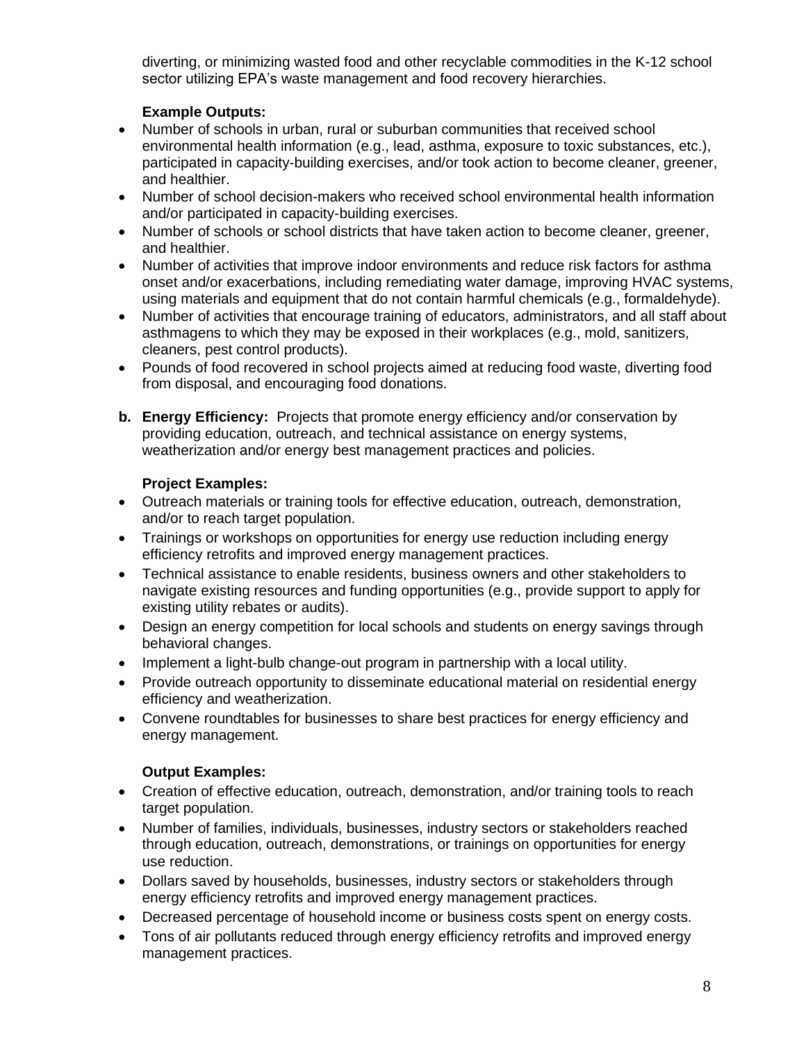diverting, or minimizing wasted food and other recyclable commodities in the K-12 school sector utilizing EPA's waste management and food recovery hierarchies.

**Example Outputs:**

- Number of schools in urban, rural or suburban communities that received school environmental health information (e.g., lead, asthma, exposure to toxic substances, etc.), participated in capacity-building exercises, and/or took action to become cleaner, greener, and healthier.
- Number of school decision-makers who received school environmental health information and/or participated in capacity-building exercises.
- Number of schools or school districts that have taken action to become cleaner, greener, and healthier.
- Number of activities that improve indoor environments and reduce risk factors for asthma onset and/or exacerbations, including remediating water damage, improving HVAC systems, using materials and equipment that do not contain harmful chemicals (e.g., formaldehyde).
- Number of activities that encourage training of educators, administrators, and all staff about asthmagens to which they may be exposed in their workplaces (e.g., mold, sanitizers, cleaners, pest control products).
- Pounds of food recovered in school projects aimed at reducing food waste, diverting food from disposal, and encouraging food donations.

**b. Energy Efficiency:** Projects that promote energy efficiency and/or conservation by providing education, outreach, and technical assistance on energy systems, weatherization and/or energy best management practices and policies.

**Project Examples:**

- Outreach materials or training tools for effective education, outreach, demonstration, and/or to reach target population.
- Trainings or workshops on opportunities for energy use reduction including energy efficiency retrofits and improved energy management practices.
- Technical assistance to enable residents, business owners and other stakeholders to navigate existing resources and funding opportunities (e.g., provide support to apply for existing utility rebates or audits).
- Design an energy competition for local schools and students on energy savings through behavioral changes.
- Implement a light-bulb change-out program in partnership with a local utility.
- Provide outreach opportunity to disseminate educational material on residential energy efficiency and weatherization.
- Convene roundtables for businesses to share best practices for energy efficiency and energy management.

**Output Examples:**

- Creation of effective education, outreach, demonstration, and/or training tools to reach target population.
- Number of families, individuals, businesses, industry sectors or stakeholders reached through education, outreach, demonstrations, or trainings on opportunities for energy use reduction.
- Dollars saved by households, businesses, industry sectors or stakeholders through energy efficiency retrofits and improved energy management practices.
- Decreased percentage of household income or business costs spent on energy costs.
- Tons of air pollutants reduced through energy efficiency retrofits and improved energy management practices.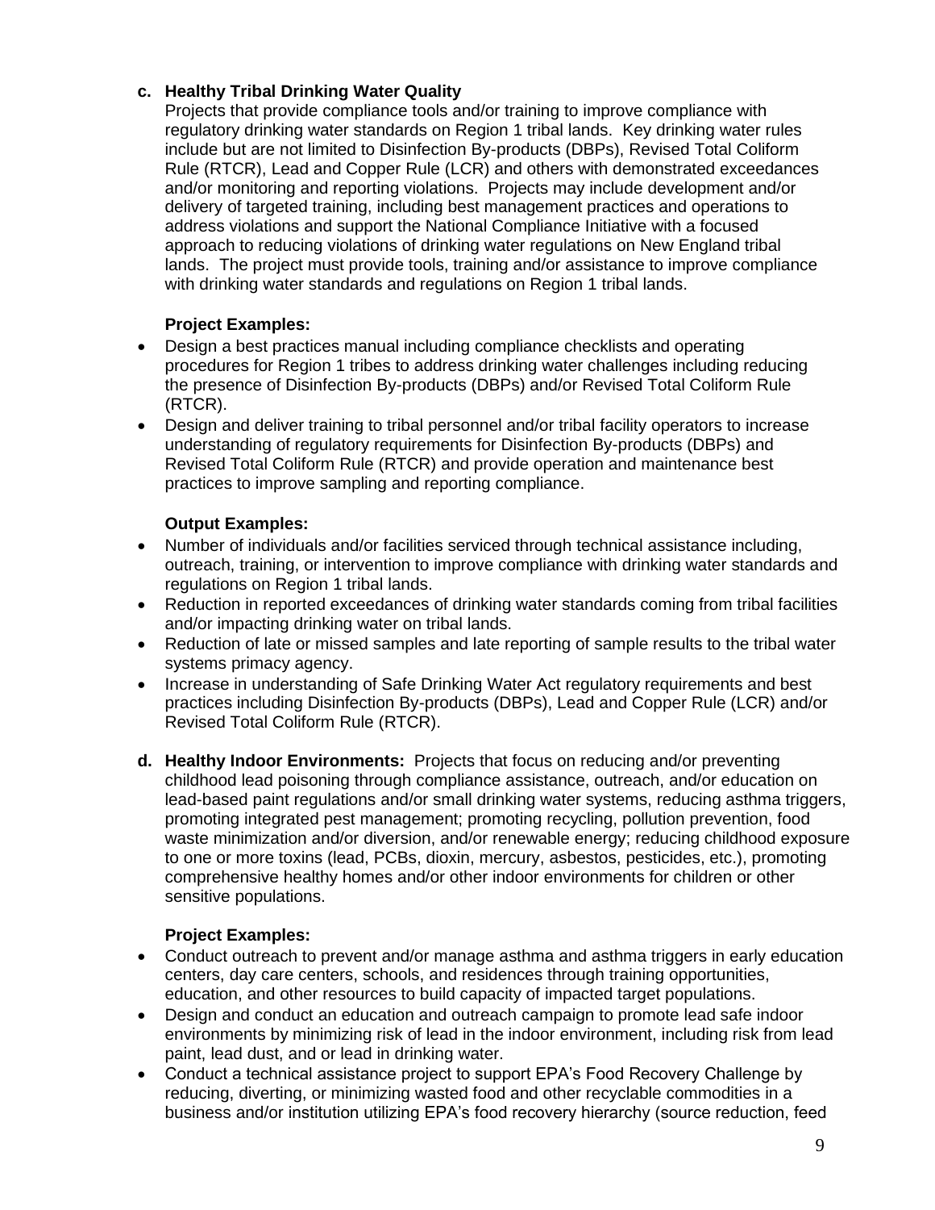**c. Healthy Tribal Drinking Water Quality**

Projects that provide compliance tools and/or training to improve compliance with regulatory drinking water standards on Region 1 tribal lands. Key drinking water rules include but are not limited to Disinfection By-products (DBPs), Revised Total Coliform Rule (RTCR), Lead and Copper Rule (LCR) and others with demonstrated exceedances and/or monitoring and reporting violations. Projects may include development and/or delivery of targeted training, including best management practices and operations to address violations and support the National Compliance Initiative with a focused approach to reducing violations of drinking water regulations on New England tribal lands. The project must provide tools, training and/or assistance to improve compliance with drinking water standards and regulations on Region 1 tribal lands.

**Project Examples:**

- Design a best practices manual including compliance checklists and operating procedures for Region 1 tribes to address drinking water challenges including reducing the presence of Disinfection By-products (DBPs) and/or Revised Total Coliform Rule (RTCR).
- Design and deliver training to tribal personnel and/or tribal facility operators to increase understanding of regulatory requirements for Disinfection By-products (DBPs) and Revised Total Coliform Rule (RTCR) and provide operation and maintenance best practices to improve sampling and reporting compliance.

**Output Examples:**

- Number of individuals and/or facilities serviced through technical assistance including, outreach, training, or intervention to improve compliance with drinking water standards and regulations on Region 1 tribal lands.
- Reduction in reported exceedances of drinking water standards coming from tribal facilities and/or impacting drinking water on tribal lands.
- Reduction of late or missed samples and late reporting of sample results to the tribal water systems primacy agency.
- Increase in understanding of Safe Drinking Water Act regulatory requirements and best practices including Disinfection By-products (DBPs), Lead and Copper Rule (LCR) and/or Revised Total Coliform Rule (RTCR).

**d. Healthy Indoor Environments:** Projects that focus on reducing and/or preventing childhood lead poisoning through compliance assistance, outreach, and/or education on lead-based paint regulations and/or small drinking water systems, reducing asthma triggers, promoting integrated pest management; promoting recycling, pollution prevention, food waste minimization and/or diversion, and/or renewable energy; reducing childhood exposure to one or more toxins (lead, PCBs, dioxin, mercury, asbestos, pesticides, etc.), promoting comprehensive healthy homes and/or other indoor environments for children or other sensitive populations.

**Project Examples:**

- Conduct outreach to prevent and/or manage asthma and asthma triggers in early education centers, day care centers, schools, and residences through training opportunities, education, and other resources to build capacity of impacted target populations.
- Design and conduct an education and outreach campaign to promote lead safe indoor environments by minimizing risk of lead in the indoor environment, including risk from lead paint, lead dust, and or lead in drinking water.
- Conduct a technical assistance project to support EPA's Food Recovery Challenge by reducing, diverting, or minimizing wasted food and other recyclable commodities in a business and/or institution utilizing EPA's food recovery hierarchy (source reduction, feed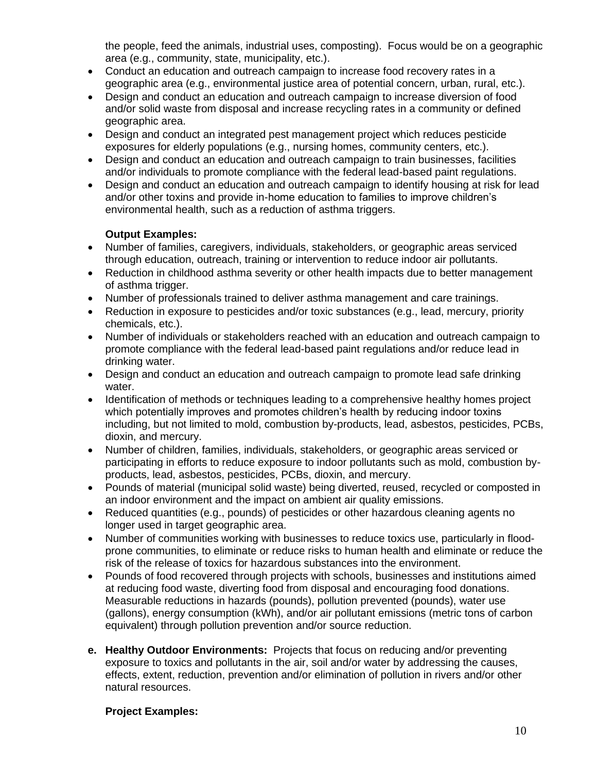the people, feed the animals, industrial uses, composting). Focus would be on a geographic area (e.g., community, state, municipality, etc.).

- Conduct an education and outreach campaign to increase food recovery rates in a geographic area (e.g., environmental justice area of potential concern, urban, rural, etc.).
- Design and conduct an education and outreach campaign to increase diversion of food and/or solid waste from disposal and increase recycling rates in a community or defined geographic area.
- Design and conduct an integrated pest management project which reduces pesticide exposures for elderly populations (e.g., nursing homes, community centers, etc.).
- Design and conduct an education and outreach campaign to train businesses, facilities and/or individuals to promote compliance with the federal lead-based paint regulations.
- Design and conduct an education and outreach campaign to identify housing at risk for lead and/or other toxins and provide in-home education to families to improve children's environmental health, such as a reduction of asthma triggers.

**Output Examples:**

- Number of families, caregivers, individuals, stakeholders, or geographic areas serviced through education, outreach, training or intervention to reduce indoor air pollutants.
- Reduction in childhood asthma severity or other health impacts due to better management of asthma trigger.
- Number of professionals trained to deliver asthma management and care trainings.
- Reduction in exposure to pesticides and/or toxic substances (e.g., lead, mercury, priority chemicals, etc.).
- Number of individuals or stakeholders reached with an education and outreach campaign to promote compliance with the federal lead-based paint regulations and/or reduce lead in drinking water.
- Design and conduct an education and outreach campaign to promote lead safe drinking water.
- Identification of methods or techniques leading to a comprehensive healthy homes project which potentially improves and promotes children's health by reducing indoor toxins including, but not limited to mold, combustion by-products, lead, asbestos, pesticides, PCBs, dioxin, and mercury.
- Number of children, families, individuals, stakeholders, or geographic areas serviced or participating in efforts to reduce exposure to indoor pollutants such as mold, combustion by-products, lead, asbestos, pesticides, PCBs, dioxin, and mercury.
- Pounds of material (municipal solid waste) being diverted, reused, recycled or composted in an indoor environment and the impact on ambient air quality emissions.
- Reduced quantities (e.g., pounds) of pesticides or other hazardous cleaning agents no longer used in target geographic area.
- Number of communities working with businesses to reduce toxics use, particularly in flood-prone communities, to eliminate or reduce risks to human health and eliminate or reduce the risk of the release of toxics for hazardous substances into the environment.
- Pounds of food recovered through projects with schools, businesses and institutions aimed at reducing food waste, diverting food from disposal and encouraging food donations. Measurable reductions in hazards (pounds), pollution prevented (pounds), water use (gallons), energy consumption (kWh), and/or air pollutant emissions (metric tons of carbon equivalent) through pollution prevention and/or source reduction.

**e. Healthy Outdoor Environments:** Projects that focus on reducing and/or preventing exposure to toxics and pollutants in the air, soil and/or water by addressing the causes, effects, extent, reduction, prevention and/or elimination of pollution in rivers and/or other natural resources.

**Project Examples:**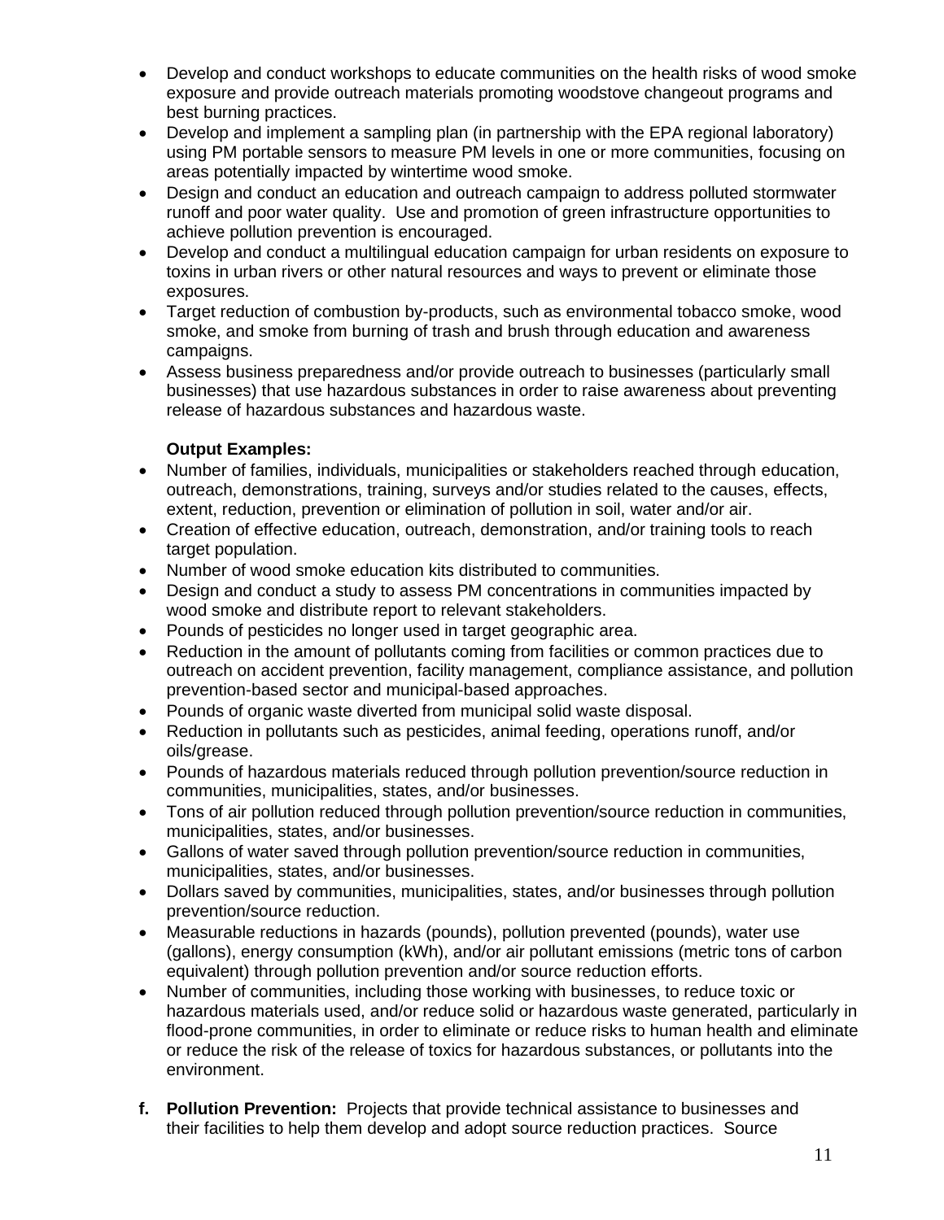- Develop and conduct workshops to educate communities on the health risks of wood smoke exposure and provide outreach materials promoting woodstove changeout programs and best burning practices.
- Develop and implement a sampling plan (in partnership with the EPA regional laboratory) using PM portable sensors to measure PM levels in one or more communities, focusing on areas potentially impacted by wintertime wood smoke.
- Design and conduct an education and outreach campaign to address polluted stormwater runoff and poor water quality. Use and promotion of green infrastructure opportunities to achieve pollution prevention is encouraged.
- Develop and conduct a multilingual education campaign for urban residents on exposure to toxins in urban rivers or other natural resources and ways to prevent or eliminate those exposures.
- Target reduction of combustion by-products, such as environmental tobacco smoke, wood smoke, and smoke from burning of trash and brush through education and awareness campaigns.
- Assess business preparedness and/or provide outreach to businesses (particularly small businesses) that use hazardous substances in order to raise awareness about preventing release of hazardous substances and hazardous waste.

**Output Examples:**

- Number of families, individuals, municipalities or stakeholders reached through education, outreach, demonstrations, training, surveys and/or studies related to the causes, effects, extent, reduction, prevention or elimination of pollution in soil, water and/or air.
- Creation of effective education, outreach, demonstration, and/or training tools to reach target population.
- Number of wood smoke education kits distributed to communities.
- Design and conduct a study to assess PM concentrations in communities impacted by wood smoke and distribute report to relevant stakeholders.
- Pounds of pesticides no longer used in target geographic area.
- Reduction in the amount of pollutants coming from facilities or common practices due to outreach on accident prevention, facility management, compliance assistance, and pollution prevention-based sector and municipal-based approaches.
- Pounds of organic waste diverted from municipal solid waste disposal.
- Reduction in pollutants such as pesticides, animal feeding, operations runoff, and/or oils/grease.
- Pounds of hazardous materials reduced through pollution prevention/source reduction in communities, municipalities, states, and/or businesses.
- Tons of air pollution reduced through pollution prevention/source reduction in communities, municipalities, states, and/or businesses.
- Gallons of water saved through pollution prevention/source reduction in communities, municipalities, states, and/or businesses.
- Dollars saved by communities, municipalities, states, and/or businesses through pollution prevention/source reduction.
- Measurable reductions in hazards (pounds), pollution prevented (pounds), water use (gallons), energy consumption (kWh), and/or air pollutant emissions (metric tons of carbon equivalent) through pollution prevention and/or source reduction efforts.
- Number of communities, including those working with businesses, to reduce toxic or hazardous materials used, and/or reduce solid or hazardous waste generated, particularly in flood-prone communities, in order to eliminate or reduce risks to human health and eliminate or reduce the risk of the release of toxics for hazardous substances, or pollutants into the environment.

**f. Pollution Prevention:** Projects that provide technical assistance to businesses and their facilities to help them develop and adopt source reduction practices. Source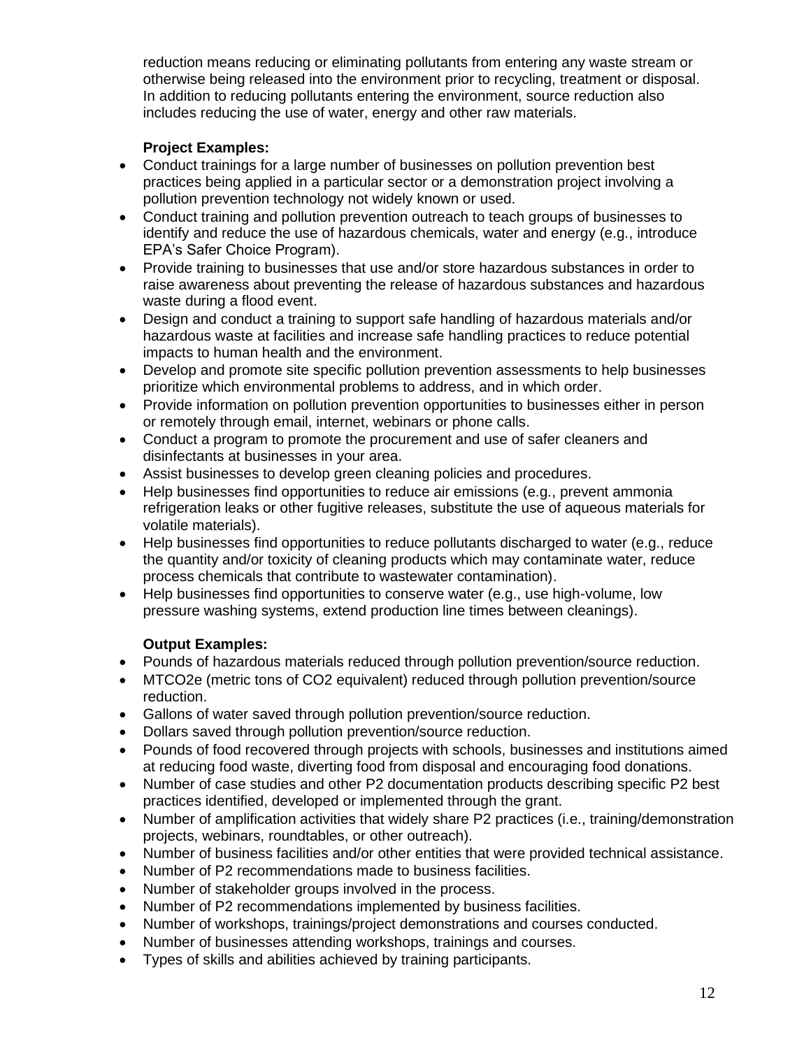reduction means reducing or eliminating pollutants from entering any waste stream or otherwise being released into the environment prior to recycling, treatment or disposal. In addition to reducing pollutants entering the environment, source reduction also includes reducing the use of water, energy and other raw materials.

**Project Examples:**

- Conduct trainings for a large number of businesses on pollution prevention best practices being applied in a particular sector or a demonstration project involving a pollution prevention technology not widely known or used.
- Conduct training and pollution prevention outreach to teach groups of businesses to identify and reduce the use of hazardous chemicals, water and energy (e.g., introduce EPA's Safer Choice Program).
- Provide training to businesses that use and/or store hazardous substances in order to raise awareness about preventing the release of hazardous substances and hazardous waste during a flood event.
- Design and conduct a training to support safe handling of hazardous materials and/or hazardous waste at facilities and increase safe handling practices to reduce potential impacts to human health and the environment.
- Develop and promote site specific pollution prevention assessments to help businesses prioritize which environmental problems to address, and in which order.
- Provide information on pollution prevention opportunities to businesses either in person or remotely through email, internet, webinars or phone calls.
- Conduct a program to promote the procurement and use of safer cleaners and disinfectants at businesses in your area.
- Assist businesses to develop green cleaning policies and procedures.
- Help businesses find opportunities to reduce air emissions (e.g., prevent ammonia refrigeration leaks or other fugitive releases, substitute the use of aqueous materials for volatile materials).
- Help businesses find opportunities to reduce pollutants discharged to water (e.g., reduce the quantity and/or toxicity of cleaning products which may contaminate water, reduce process chemicals that contribute to wastewater contamination).
- Help businesses find opportunities to conserve water (e.g., use high-volume, low pressure washing systems, extend production line times between cleanings).

**Output Examples:**

- Pounds of hazardous materials reduced through pollution prevention/source reduction.
- MTCO2e (metric tons of CO2 equivalent) reduced through pollution prevention/source reduction.
- Gallons of water saved through pollution prevention/source reduction.
- Dollars saved through pollution prevention/source reduction.
- Pounds of food recovered through projects with schools, businesses and institutions aimed at reducing food waste, diverting food from disposal and encouraging food donations.
- Number of case studies and other P2 documentation products describing specific P2 best practices identified, developed or implemented through the grant.
- Number of amplification activities that widely share P2 practices (i.e., training/demonstration projects, webinars, roundtables, or other outreach).
- Number of business facilities and/or other entities that were provided technical assistance.
- Number of P2 recommendations made to business facilities.
- Number of stakeholder groups involved in the process.
- Number of P2 recommendations implemented by business facilities.
- Number of workshops, trainings/project demonstrations and courses conducted.
- Number of businesses attending workshops, trainings and courses.
- Types of skills and abilities achieved by training participants.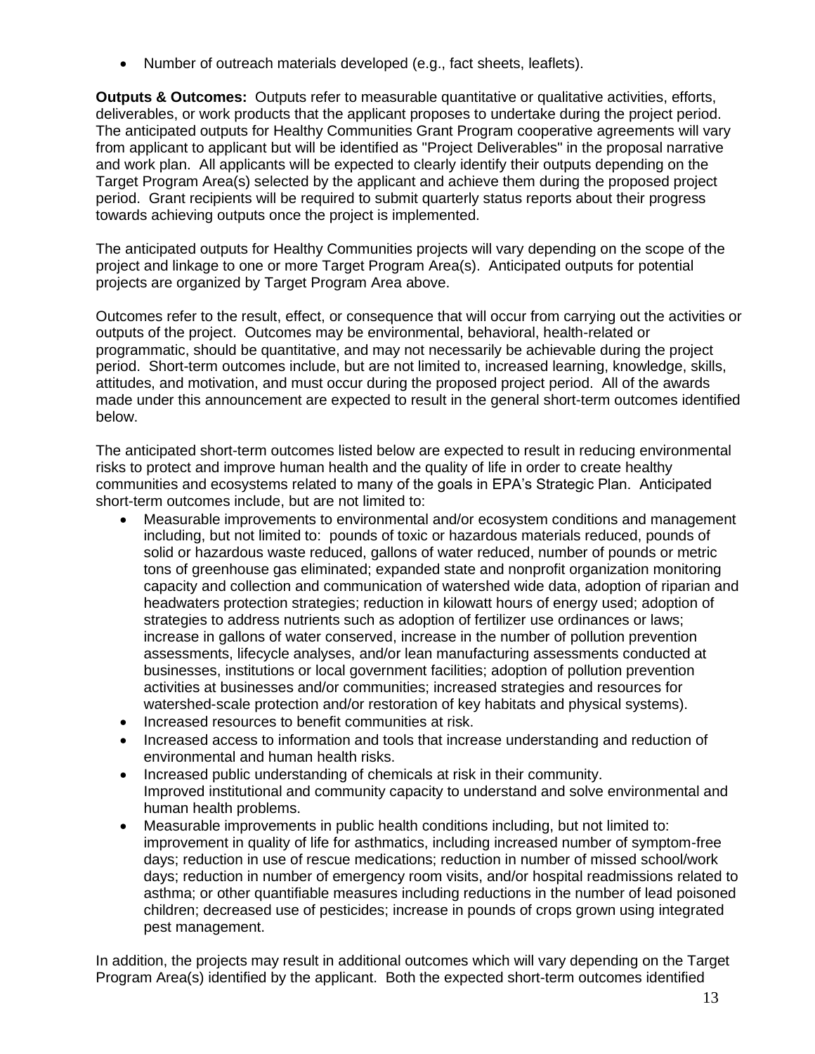- Number of outreach materials developed (e.g., fact sheets, leaflets).

**Outputs & Outcomes:** Outputs refer to measurable quantitative or qualitative activities, efforts, deliverables, or work products that the applicant proposes to undertake during the project period. The anticipated outputs for Healthy Communities Grant Program cooperative agreements will vary from applicant to applicant but will be identified as "Project Deliverables" in the proposal narrative and work plan. All applicants will be expected to clearly identify their outputs depending on the Target Program Area(s) selected by the applicant and achieve them during the proposed project period. Grant recipients will be required to submit quarterly status reports about their progress towards achieving outputs once the project is implemented.

The anticipated outputs for Healthy Communities projects will vary depending on the scope of the project and linkage to one or more Target Program Area(s). Anticipated outputs for potential projects are organized by Target Program Area above.

Outcomes refer to the result, effect, or consequence that will occur from carrying out the activities or outputs of the project. Outcomes may be environmental, behavioral, health-related or programmatic, should be quantitative, and may not necessarily be achievable during the project period. Short-term outcomes include, but are not limited to, increased learning, knowledge, skills, attitudes, and motivation, and must occur during the proposed project period. All of the awards made under this announcement are expected to result in the general short-term outcomes identified below.

The anticipated short-term outcomes listed below are expected to result in reducing environmental risks to protect and improve human health and the quality of life in order to create healthy communities and ecosystems related to many of the goals in EPA's Strategic Plan. Anticipated short-term outcomes include, but are not limited to:

- Measurable improvements to environmental and/or ecosystem conditions and management including, but not limited to: pounds of toxic or hazardous materials reduced, pounds of solid or hazardous waste reduced, gallons of water reduced, number of pounds or metric tons of greenhouse gas eliminated; expanded state and nonprofit organization monitoring capacity and collection and communication of watershed wide data, adoption of riparian and headwaters protection strategies; reduction in kilowatt hours of energy used; adoption of strategies to address nutrients such as adoption of fertilizer use ordinances or laws; increase in gallons of water conserved, increase in the number of pollution prevention assessments, lifecycle analyses, and/or lean manufacturing assessments conducted at businesses, institutions or local government facilities; adoption of pollution prevention activities at businesses and/or communities; increased strategies and resources for watershed-scale protection and/or restoration of key habitats and physical systems).
- Increased resources to benefit communities at risk.
- Increased access to information and tools that increase understanding and reduction of environmental and human health risks.
- Increased public understanding of chemicals at risk in their community. Improved institutional and community capacity to understand and solve environmental and human health problems.
- Measurable improvements in public health conditions including, but not limited to: improvement in quality of life for asthmatics, including increased number of symptom-free days; reduction in use of rescue medications; reduction in number of missed school/work days; reduction in number of emergency room visits, and/or hospital readmissions related to asthma; or other quantifiable measures including reductions in the number of lead poisoned children; decreased use of pesticides; increase in pounds of crops grown using integrated pest management.

In addition, the projects may result in additional outcomes which will vary depending on the Target Program Area(s) identified by the applicant. Both the expected short-term outcomes identified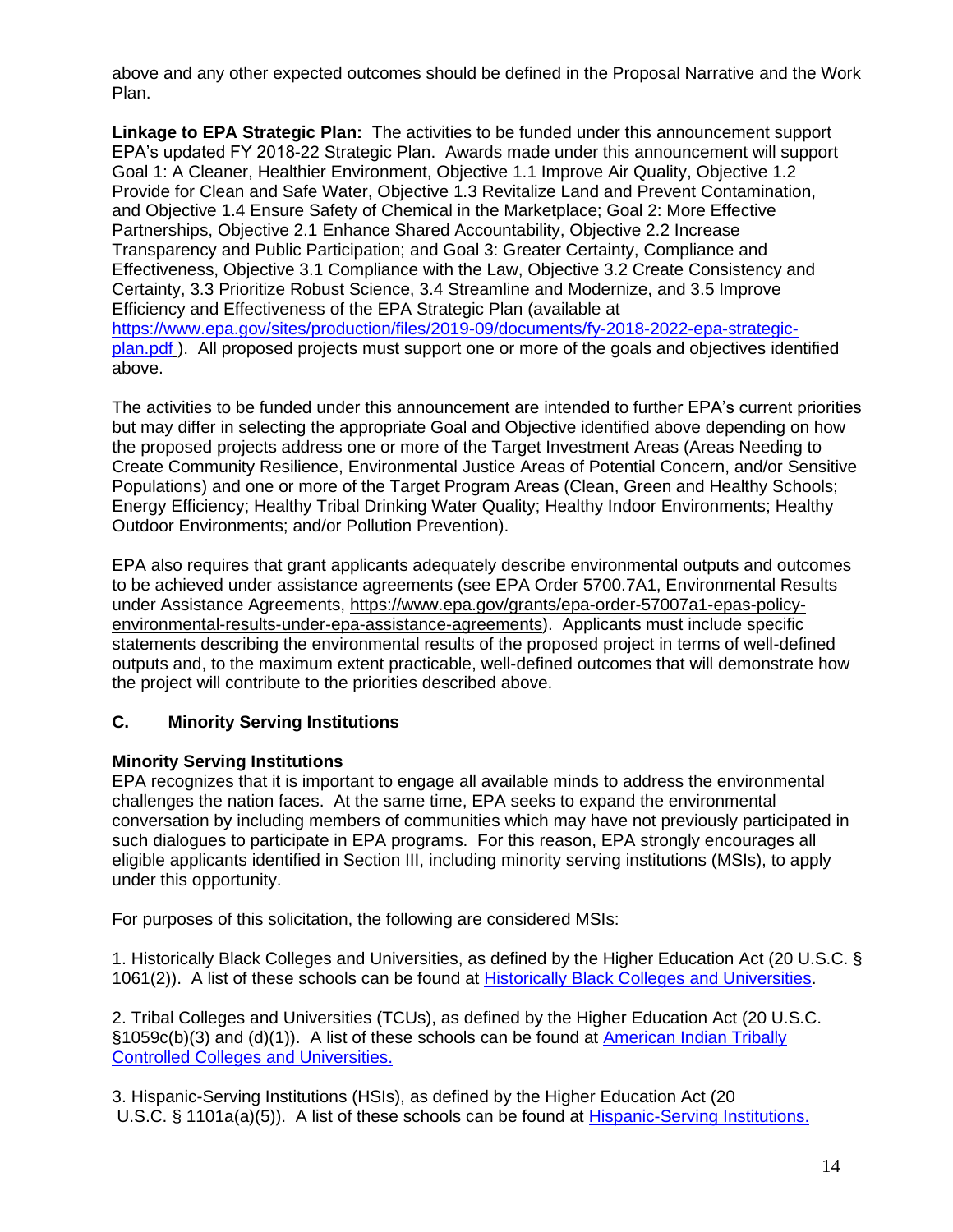above and any other expected outcomes should be defined in the Proposal Narrative and the Work Plan.

**Linkage to EPA Strategic Plan:** The activities to be funded under this announcement support EPA's updated FY 2018-22 Strategic Plan. Awards made under this announcement will support Goal 1: A Cleaner, Healthier Environment, Objective 1.1 Improve Air Quality, Objective 1.2 Provide for Clean and Safe Water, Objective 1.3 Revitalize Land and Prevent Contamination, and Objective 1.4 Ensure Safety of Chemical in the Marketplace; Goal 2: More Effective Partnerships, Objective 2.1 Enhance Shared Accountability, Objective 2.2 Increase Transparency and Public Participation; and Goal 3: Greater Certainty, Compliance and Effectiveness, Objective 3.1 Compliance with the Law, Objective 3.2 Create Consistency and Certainty, 3.3 Prioritize Robust Science, 3.4 Streamline and Modernize, and 3.5 Improve Efficiency and Effectiveness of the EPA Strategic Plan (available at [https://www.epa.gov/sites/production/files/2019-09/documents/fy-2018-2022-epa-strategic-plan.pdf](https://www.epa.gov/sites/production/files/2019-09/documents/fy-2018-2022-epa-strategic-plan.pdf) ). All proposed projects must support one or more of the goals and objectives identified above.

The activities to be funded under this announcement are intended to further EPA's current priorities but may differ in selecting the appropriate Goal and Objective identified above depending on how the proposed projects address one or more of the Target Investment Areas (Areas Needing to Create Community Resilience, Environmental Justice Areas of Potential Concern, and/or Sensitive Populations) and one or more of the Target Program Areas (Clean, Green and Healthy Schools; Energy Efficiency; Healthy Tribal Drinking Water Quality; Healthy Indoor Environments; Healthy Outdoor Environments; and/or Pollution Prevention).

EPA also requires that grant applicants adequately describe environmental outputs and outcomes to be achieved under assistance agreements (see EPA Order 5700.7A1, Environmental Results under Assistance Agreements, https://www.epa.gov/grants/epa-order-57007a1-epas-policy-environmental-results-under-epa-assistance-agreements). Applicants must include specific statements describing the environmental results of the proposed project in terms of well-defined outputs and, to the maximum extent practicable, well-defined outcomes that will demonstrate how the project will contribute to the priorities described above.

### C. Minority Serving Institutions

**Minority Serving Institutions**
EPA recognizes that it is important to engage all available minds to address the environmental challenges the nation faces. At the same time, EPA seeks to expand the environmental conversation by including members of communities which may have not previously participated in such dialogues to participate in EPA programs. For this reason, EPA strongly encourages all eligible applicants identified in Section III, including minority serving institutions (MSIs), to apply under this opportunity.

For purposes of this solicitation, the following are considered MSIs:

1. Historically Black Colleges and Universities, as defined by the Higher Education Act (20 U.S.C. § 1061(2)). A list of these schools can be found at Historically Black Colleges and Universities.

2. Tribal Colleges and Universities (TCUs), as defined by the Higher Education Act (20 U.S.C. §1059c(b)(3) and (d)(1)). A list of these schools can be found at American Indian Tribally Controlled Colleges and Universities.

3. Hispanic-Serving Institutions (HSIs), as defined by the Higher Education Act (20 U.S.C. § 1101a(a)(5)). A list of these schools can be found at Hispanic-Serving Institutions.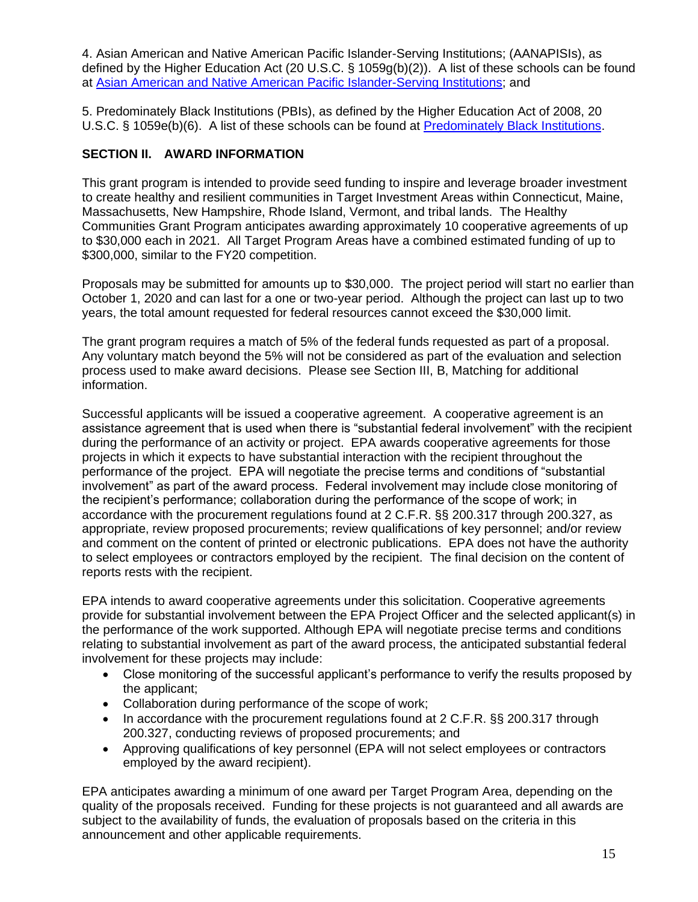4. Asian American and Native American Pacific Islander-Serving Institutions; (AANAPISIs), as defined by the Higher Education Act (20 U.S.C. § 1059g(b)(2)). A list of these schools can be found at [Asian American and Native American Pacific Islander-Serving Institutions](); and

5. Predominately Black Institutions (PBIs), as defined by the Higher Education Act of 2008, 20 U.S.C. § 1059e(b)(6). A list of these schools can be found at [Predominately Black Institutions]().

## SECTION II. AWARD INFORMATION

This grant program is intended to provide seed funding to inspire and leverage broader investment to create healthy and resilient communities in Target Investment Areas within Connecticut, Maine, Massachusetts, New Hampshire, Rhode Island, Vermont, and tribal lands. The Healthy Communities Grant Program anticipates awarding approximately 10 cooperative agreements of up to $30,000 each in 2021. All Target Program Areas have a combined estimated funding of up to $300,000, similar to the FY20 competition.

Proposals may be submitted for amounts up to $30,000. The project period will start no earlier than October 1, 2020 and can last for a one or two-year period. Although the project can last up to two years, the total amount requested for federal resources cannot exceed the $30,000 limit.

The grant program requires a match of 5% of the federal funds requested as part of a proposal. Any voluntary match beyond the 5% will not be considered as part of the evaluation and selection process used to make award decisions. Please see Section III, B, Matching for additional information.

Successful applicants will be issued a cooperative agreement. A cooperative agreement is an assistance agreement that is used when there is "substantial federal involvement" with the recipient during the performance of an activity or project. EPA awards cooperative agreements for those projects in which it expects to have substantial interaction with the recipient throughout the performance of the project. EPA will negotiate the precise terms and conditions of "substantial involvement" as part of the award process. Federal involvement may include close monitoring of the recipient's performance; collaboration during the performance of the scope of work; in accordance with the procurement regulations found at 2 C.F.R. §§ 200.317 through 200.327, as appropriate, review proposed procurements; review qualifications of key personnel; and/or review and comment on the content of printed or electronic publications. EPA does not have the authority to select employees or contractors employed by the recipient. The final decision on the content of reports rests with the recipient.

EPA intends to award cooperative agreements under this solicitation. Cooperative agreements provide for substantial involvement between the EPA Project Officer and the selected applicant(s) in the performance of the work supported. Although EPA will negotiate precise terms and conditions relating to substantial involvement as part of the award process, the anticipated substantial federal involvement for these projects may include:

- Close monitoring of the successful applicant's performance to verify the results proposed by the applicant;
- Collaboration during performance of the scope of work;
- In accordance with the procurement regulations found at 2 C.F.R. §§ 200.317 through 200.327, conducting reviews of proposed procurements; and
- Approving qualifications of key personnel (EPA will not select employees or contractors employed by the award recipient).

EPA anticipates awarding a minimum of one award per Target Program Area, depending on the quality of the proposals received. Funding for these projects is not guaranteed and all awards are subject to the availability of funds, the evaluation of proposals based on the criteria in this announcement and other applicable requirements.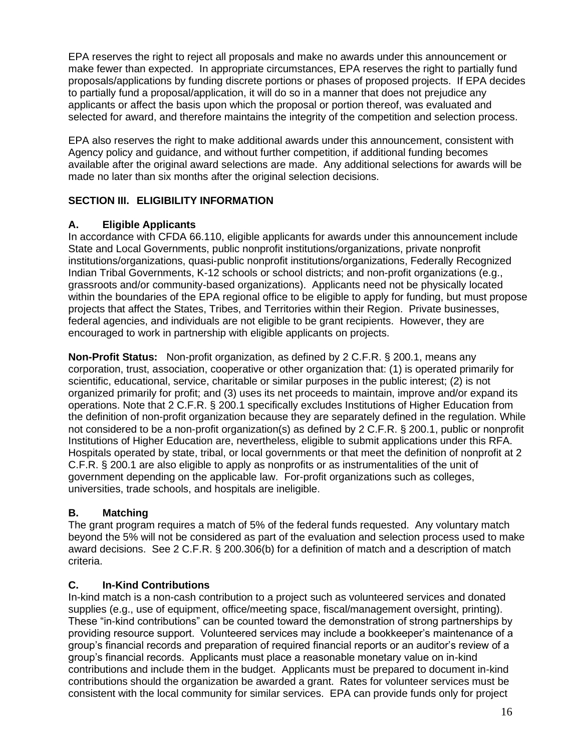EPA reserves the right to reject all proposals and make no awards under this announcement or make fewer than expected. In appropriate circumstances, EPA reserves the right to partially fund proposals/applications by funding discrete portions or phases of proposed projects. If EPA decides to partially fund a proposal/application, it will do so in a manner that does not prejudice any applicants or affect the basis upon which the proposal or portion thereof, was evaluated and selected for award, and therefore maintains the integrity of the competition and selection process.

EPA also reserves the right to make additional awards under this announcement, consistent with Agency policy and guidance, and without further competition, if additional funding becomes available after the original award selections are made. Any additional selections for awards will be made no later than six months after the original selection decisions.

## SECTION III. ELIGIBILITY INFORMATION

### A. Eligible Applicants

In accordance with CFDA 66.110, eligible applicants for awards under this announcement include State and Local Governments, public nonprofit institutions/organizations, private nonprofit institutions/organizations, quasi-public nonprofit institutions/organizations, Federally Recognized Indian Tribal Governments, K-12 schools or school districts; and non-profit organizations (e.g., grassroots and/or community-based organizations). Applicants need not be physically located within the boundaries of the EPA regional office to be eligible to apply for funding, but must propose projects that affect the States, Tribes, and Territories within their Region. Private businesses, federal agencies, and individuals are not eligible to be grant recipients. However, they are encouraged to work in partnership with eligible applicants on projects.

**Non-Profit Status:** Non-profit organization, as defined by 2 C.F.R. § 200.1, means any corporation, trust, association, cooperative or other organization that: (1) is operated primarily for scientific, educational, service, charitable or similar purposes in the public interest; (2) is not organized primarily for profit; and (3) uses its net proceeds to maintain, improve and/or expand its operations. Note that 2 C.F.R. § 200.1 specifically excludes Institutions of Higher Education from the definition of non-profit organization because they are separately defined in the regulation. While not considered to be a non-profit organization(s) as defined by 2 C.F.R. § 200.1, public or nonprofit Institutions of Higher Education are, nevertheless, eligible to submit applications under this RFA. Hospitals operated by state, tribal, or local governments or that meet the definition of nonprofit at 2 C.F.R. § 200.1 are also eligible to apply as nonprofits or as instrumentalities of the unit of government depending on the applicable law. For-profit organizations such as colleges, universities, trade schools, and hospitals are ineligible.

### B. Matching

The grant program requires a match of 5% of the federal funds requested. Any voluntary match beyond the 5% will not be considered as part of the evaluation and selection process used to make award decisions. See 2 C.F.R. § 200.306(b) for a definition of match and a description of match criteria.

### C. In-Kind Contributions

In-kind match is a non-cash contribution to a project such as volunteered services and donated supplies (e.g., use of equipment, office/meeting space, fiscal/management oversight, printing). These "in-kind contributions" can be counted toward the demonstration of strong partnerships by providing resource support. Volunteered services may include a bookkeeper's maintenance of a group's financial records and preparation of required financial reports or an auditor's review of a group's financial records. Applicants must place a reasonable monetary value on in-kind contributions and include them in the budget. Applicants must be prepared to document in-kind contributions should the organization be awarded a grant. Rates for volunteer services must be consistent with the local community for similar services. EPA can provide funds only for project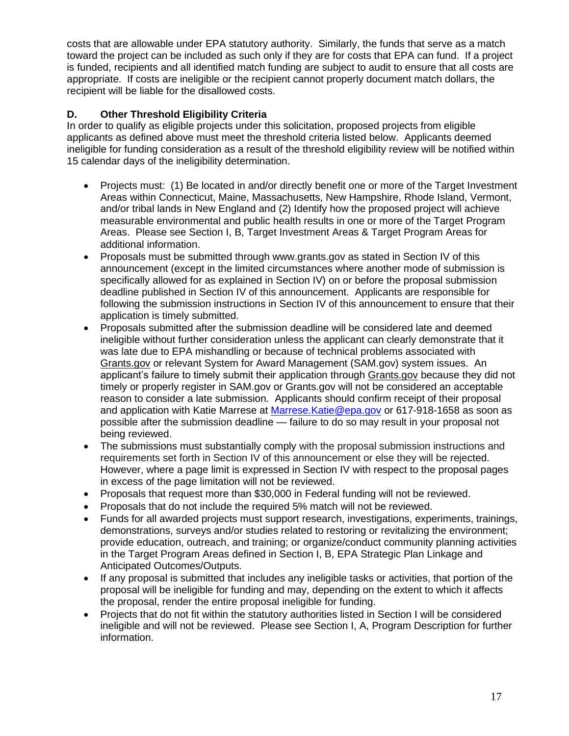costs that are allowable under EPA statutory authority. Similarly, the funds that serve as a match toward the project can be included as such only if they are for costs that EPA can fund. If a project is funded, recipients and all identified match funding are subject to audit to ensure that all costs are appropriate. If costs are ineligible or the recipient cannot properly document match dollars, the recipient will be liable for the disallowed costs.

### D. Other Threshold Eligibility Criteria

In order to qualify as eligible projects under this solicitation, proposed projects from eligible applicants as defined above must meet the threshold criteria listed below. Applicants deemed ineligible for funding consideration as a result of the threshold eligibility review will be notified within 15 calendar days of the ineligibility determination.

- Projects must: (1) Be located in and/or directly benefit one or more of the Target Investment Areas within Connecticut, Maine, Massachusetts, New Hampshire, Rhode Island, Vermont, and/or tribal lands in New England and (2) Identify how the proposed project will achieve measurable environmental and public health results in one or more of the Target Program Areas. Please see Section I, B, Target Investment Areas & Target Program Areas for additional information.
- Proposals must be submitted through www.grants.gov as stated in Section IV of this announcement (except in the limited circumstances where another mode of submission is specifically allowed for as explained in Section IV) on or before the proposal submission deadline published in Section IV of this announcement. Applicants are responsible for following the submission instructions in Section IV of this announcement to ensure that their application is timely submitted.
- Proposals submitted after the submission deadline will be considered late and deemed ineligible without further consideration unless the applicant can clearly demonstrate that it was late due to EPA mishandling or because of technical problems associated with Grants.gov or relevant System for Award Management (SAM.gov) system issues. An applicant's failure to timely submit their application through Grants.gov because they did not timely or properly register in SAM.gov or Grants.gov will not be considered an acceptable reason to consider a late submission. Applicants should confirm receipt of their proposal and application with Katie Marrese at [Marrese.Katie@epa.gov](mailto:Marrese.Katie@epa.gov) or 617-918-1658 as soon as possible after the submission deadline — failure to do so may result in your proposal not being reviewed.
- The submissions must substantially comply with the proposal submission instructions and requirements set forth in Section IV of this announcement or else they will be rejected. However, where a page limit is expressed in Section IV with respect to the proposal pages in excess of the page limitation will not be reviewed.
- Proposals that request more than $30,000 in Federal funding will not be reviewed.
- Proposals that do not include the required 5% match will not be reviewed.
- Funds for all awarded projects must support research, investigations, experiments, trainings, demonstrations, surveys and/or studies related to restoring or revitalizing the environment; provide education, outreach, and training; or organize/conduct community planning activities in the Target Program Areas defined in Section I, B, EPA Strategic Plan Linkage and Anticipated Outcomes/Outputs.
- If any proposal is submitted that includes any ineligible tasks or activities, that portion of the proposal will be ineligible for funding and may, depending on the extent to which it affects the proposal, render the entire proposal ineligible for funding.
- Projects that do not fit within the statutory authorities listed in Section I will be considered ineligible and will not be reviewed. Please see Section I, A, Program Description for further information.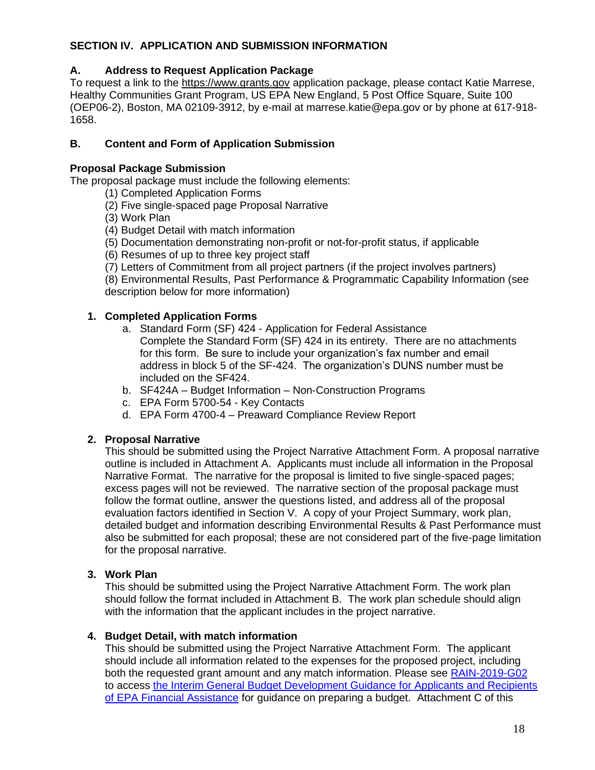## SECTION IV. APPLICATION AND SUBMISSION INFORMATION

### A. Address to Request Application Package

To request a link to the https://www.grants.gov application package, please contact Katie Marrese, Healthy Communities Grant Program, US EPA New England, 5 Post Office Square, Suite 100 (OEP06-2), Boston, MA 02109-3912, by e-mail at marrese.katie@epa.gov or by phone at 617-918-1658.

### B. Content and Form of Application Submission

**Proposal Package Submission**

The proposal package must include the following elements:

(1) Completed Application Forms
(2) Five single-spaced page Proposal Narrative
(3) Work Plan
(4) Budget Detail with match information
(5) Documentation demonstrating non-profit or not-for-profit status, if applicable
(6) Resumes of up to three key project staff
(7) Letters of Commitment from all project partners (if the project involves partners)
(8) Environmental Results, Past Performance & Programmatic Capability Information (see description below for more information)

1. **Completed Application Forms**
   a. Standard Form (SF) 424 - Application for Federal Assistance
      Complete the Standard Form (SF) 424 in its entirety. There are no attachments for this form. Be sure to include your organization's fax number and email address in block 5 of the SF-424. The organization's DUNS number must be included on the SF424.
   b. SF424A – Budget Information – Non-Construction Programs
   c. EPA Form 5700-54 - Key Contacts
   d. EPA Form 4700-4 – Preaward Compliance Review Report

2. **Proposal Narrative**
   This should be submitted using the Project Narrative Attachment Form. A proposal narrative outline is included in Attachment A. Applicants must include all information in the Proposal Narrative Format. The narrative for the proposal is limited to five single-spaced pages; excess pages will not be reviewed. The narrative section of the proposal package must follow the format outline, answer the questions listed, and address all of the proposal evaluation factors identified in Section V. A copy of your Project Summary, work plan, detailed budget and information describing Environmental Results & Past Performance must also be submitted for each proposal; these are not considered part of the five-page limitation for the proposal narrative.

3. **Work Plan**
   This should be submitted using the Project Narrative Attachment Form. The work plan should follow the format included in Attachment B. The work plan schedule should align with the information that the applicant includes in the project narrative.

4. **Budget Detail, with match information**
   This should be submitted using the Project Narrative Attachment Form. The applicant should include all information related to the expenses for the proposed project, including both the requested grant amount and any match information. Please see RAIN-2019-G02 to access the Interim General Budget Development Guidance for Applicants and Recipients of EPA Financial Assistance for guidance on preparing a budget. Attachment C of this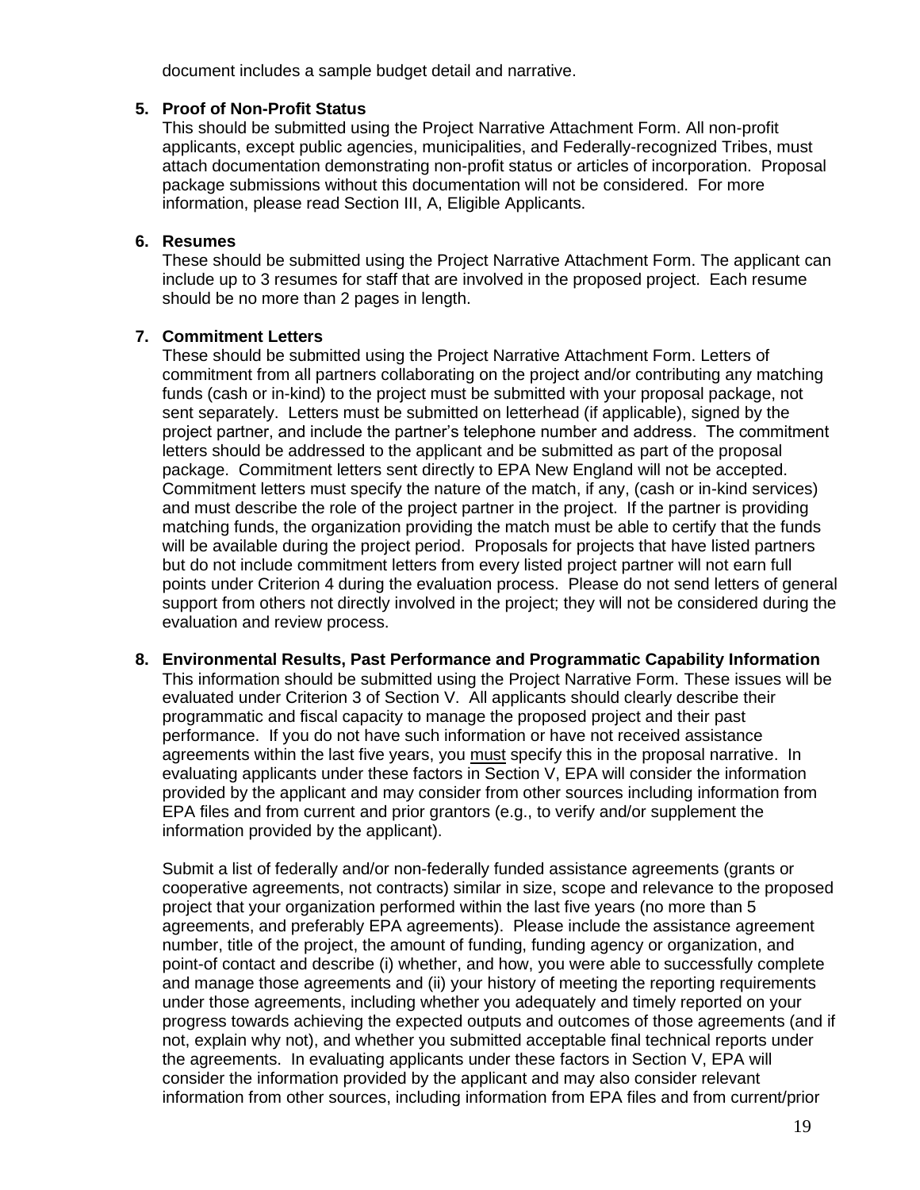document includes a sample budget detail and narrative.

**5. Proof of Non-Profit Status**

This should be submitted using the Project Narrative Attachment Form. All non-profit applicants, except public agencies, municipalities, and Federally-recognized Tribes, must attach documentation demonstrating non-profit status or articles of incorporation. Proposal package submissions without this documentation will not be considered. For more information, please read Section III, A, Eligible Applicants.

**6. Resumes**

These should be submitted using the Project Narrative Attachment Form. The applicant can include up to 3 resumes for staff that are involved in the proposed project. Each resume should be no more than 2 pages in length.

**7. Commitment Letters**

These should be submitted using the Project Narrative Attachment Form. Letters of commitment from all partners collaborating on the project and/or contributing any matching funds (cash or in-kind) to the project must be submitted with your proposal package, not sent separately. Letters must be submitted on letterhead (if applicable), signed by the project partner, and include the partner's telephone number and address. The commitment letters should be addressed to the applicant and be submitted as part of the proposal package. Commitment letters sent directly to EPA New England will not be accepted. Commitment letters must specify the nature of the match, if any, (cash or in-kind services) and must describe the role of the project partner in the project. If the partner is providing matching funds, the organization providing the match must be able to certify that the funds will be available during the project period. Proposals for projects that have listed partners but do not include commitment letters from every listed project partner will not earn full points under Criterion 4 during the evaluation process. Please do not send letters of general support from others not directly involved in the project; they will not be considered during the evaluation and review process.

**8. Environmental Results, Past Performance and Programmatic Capability Information**

This information should be submitted using the Project Narrative Form. These issues will be evaluated under Criterion 3 of Section V. All applicants should clearly describe their programmatic and fiscal capacity to manage the proposed project and their past performance. If you do not have such information or have not received assistance agreements within the last five years, you must specify this in the proposal narrative. In evaluating applicants under these factors in Section V, EPA will consider the information provided by the applicant and may consider from other sources including information from EPA files and from current and prior grantors (e.g., to verify and/or supplement the information provided by the applicant).

Submit a list of federally and/or non-federally funded assistance agreements (grants or cooperative agreements, not contracts) similar in size, scope and relevance to the proposed project that your organization performed within the last five years (no more than 5 agreements, and preferably EPA agreements). Please include the assistance agreement number, title of the project, the amount of funding, funding agency or organization, and point-of contact and describe (i) whether, and how, you were able to successfully complete and manage those agreements and (ii) your history of meeting the reporting requirements under those agreements, including whether you adequately and timely reported on your progress towards achieving the expected outputs and outcomes of those agreements (and if not, explain why not), and whether you submitted acceptable final technical reports under the agreements. In evaluating applicants under these factors in Section V, EPA will consider the information provided by the applicant and may also consider relevant information from other sources, including information from EPA files and from current/prior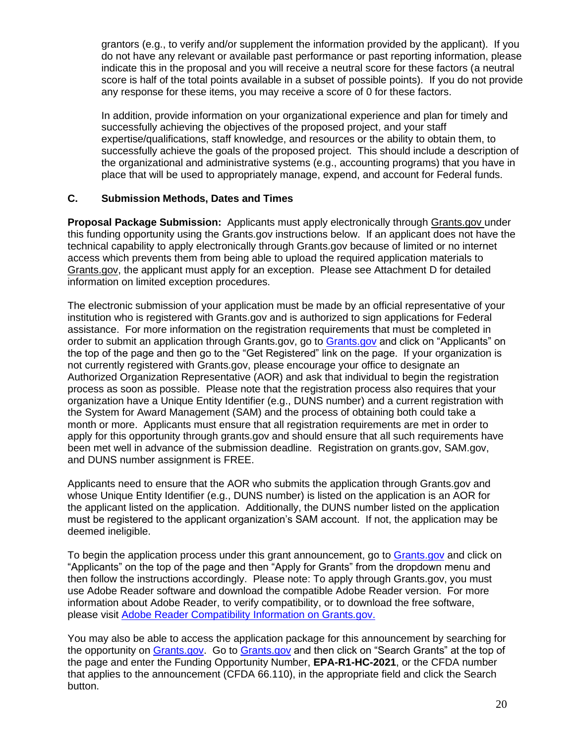grantors (e.g., to verify and/or supplement the information provided by the applicant). If you do not have any relevant or available past performance or past reporting information, please indicate this in the proposal and you will receive a neutral score for these factors (a neutral score is half of the total points available in a subset of possible points). If you do not provide any response for these items, you may receive a score of 0 for these factors.

In addition, provide information on your organizational experience and plan for timely and successfully achieving the objectives of the proposed project, and your staff expertise/qualifications, staff knowledge, and resources or the ability to obtain them, to successfully achieve the goals of the proposed project. This should include a description of the organizational and administrative systems (e.g., accounting programs) that you have in place that will be used to appropriately manage, expend, and account for Federal funds.

### C. Submission Methods, Dates and Times

**Proposal Package Submission:** Applicants must apply electronically through Grants.gov under this funding opportunity using the Grants.gov instructions below. If an applicant does not have the technical capability to apply electronically through Grants.gov because of limited or no internet access which prevents them from being able to upload the required application materials to Grants.gov, the applicant must apply for an exception. Please see Attachment D for detailed information on limited exception procedures.

The electronic submission of your application must be made by an official representative of your institution who is registered with Grants.gov and is authorized to sign applications for Federal assistance. For more information on the registration requirements that must be completed in order to submit an application through Grants.gov, go to Grants.gov and click on "Applicants" on the top of the page and then go to the "Get Registered" link on the page. If your organization is not currently registered with Grants.gov, please encourage your office to designate an Authorized Organization Representative (AOR) and ask that individual to begin the registration process as soon as possible. Please note that the registration process also requires that your organization have a Unique Entity Identifier (e.g., DUNS number) and a current registration with the System for Award Management (SAM) and the process of obtaining both could take a month or more. Applicants must ensure that all registration requirements are met in order to apply for this opportunity through grants.gov and should ensure that all such requirements have been met well in advance of the submission deadline. Registration on grants.gov, SAM.gov, and DUNS number assignment is FREE.

Applicants need to ensure that the AOR who submits the application through Grants.gov and whose Unique Entity Identifier (e.g., DUNS number) is listed on the application is an AOR for the applicant listed on the application. Additionally, the DUNS number listed on the application must be registered to the applicant organization's SAM account. If not, the application may be deemed ineligible.

To begin the application process under this grant announcement, go to Grants.gov and click on "Applicants" on the top of the page and then "Apply for Grants" from the dropdown menu and then follow the instructions accordingly. Please note: To apply through Grants.gov, you must use Adobe Reader software and download the compatible Adobe Reader version. For more information about Adobe Reader, to verify compatibility, or to download the free software, please visit Adobe Reader Compatibility Information on Grants.gov.

You may also be able to access the application package for this announcement by searching for the opportunity on Grants.gov. Go to Grants.gov and then click on "Search Grants" at the top of the page and enter the Funding Opportunity Number, **EPA-R1-HC-2021**, or the CFDA number that applies to the announcement (CFDA 66.110), in the appropriate field and click the Search button.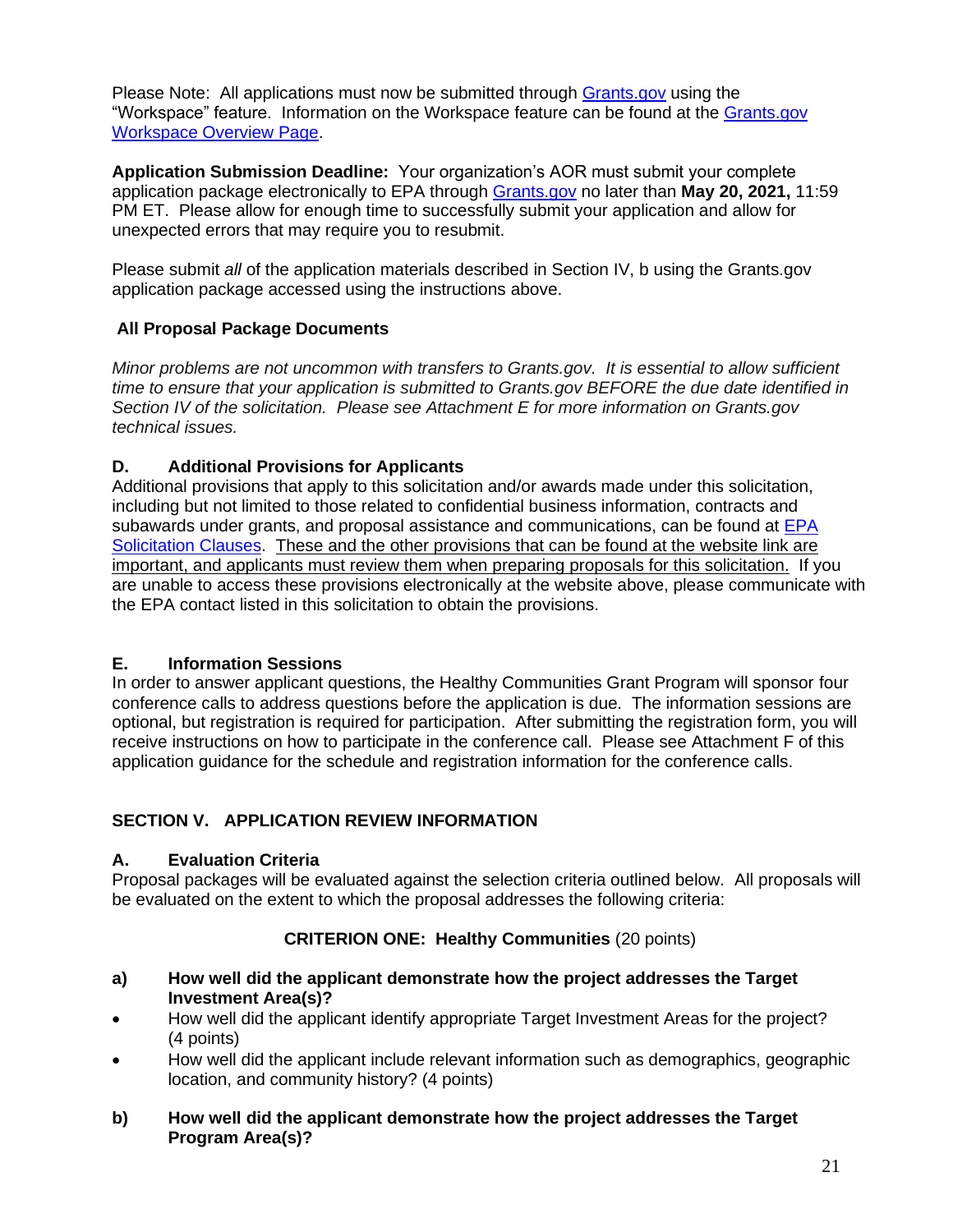Please Note: All applications must now be submitted through Grants.gov using the "Workspace" feature. Information on the Workspace feature can be found at the Grants.gov Workspace Overview Page.

**Application Submission Deadline:** Your organization's AOR must submit your complete application package electronically to EPA through Grants.gov no later than **May 20, 2021,** 11:59 PM ET. Please allow for enough time to successfully submit your application and allow for unexpected errors that may require you to resubmit.

Please submit *all* of the application materials described in Section IV, b using the Grants.gov application package accessed using the instructions above.

**All Proposal Package Documents**

*Minor problems are not uncommon with transfers to Grants.gov. It is essential to allow sufficient time to ensure that your application is submitted to Grants.gov BEFORE the due date identified in Section IV of the solicitation. Please see Attachment E for more information on Grants.gov technical issues.*

### D. Additional Provisions for Applicants

Additional provisions that apply to this solicitation and/or awards made under this solicitation, including but not limited to those related to confidential business information, contracts and subawards under grants, and proposal assistance and communications, can be found at EPA Solicitation Clauses. These and the other provisions that can be found at the website link are important, and applicants must review them when preparing proposals for this solicitation. If you are unable to access these provisions electronically at the website above, please communicate with the EPA contact listed in this solicitation to obtain the provisions.

### E. Information Sessions

In order to answer applicant questions, the Healthy Communities Grant Program will sponsor four conference calls to address questions before the application is due. The information sessions are optional, but registration is required for participation. After submitting the registration form, you will receive instructions on how to participate in the conference call. Please see Attachment F of this application guidance for the schedule and registration information for the conference calls.

## SECTION V. APPLICATION REVIEW INFORMATION

### A. Evaluation Criteria

Proposal packages will be evaluated against the selection criteria outlined below. All proposals will be evaluated on the extent to which the proposal addresses the following criteria:

**CRITERION ONE: Healthy Communities** (20 points)

**a) How well did the applicant demonstrate how the project addresses the Target Investment Area(s)?**

- How well did the applicant identify appropriate Target Investment Areas for the project? (4 points)
- How well did the applicant include relevant information such as demographics, geographic location, and community history? (4 points)

**b) How well did the applicant demonstrate how the project addresses the Target Program Area(s)?**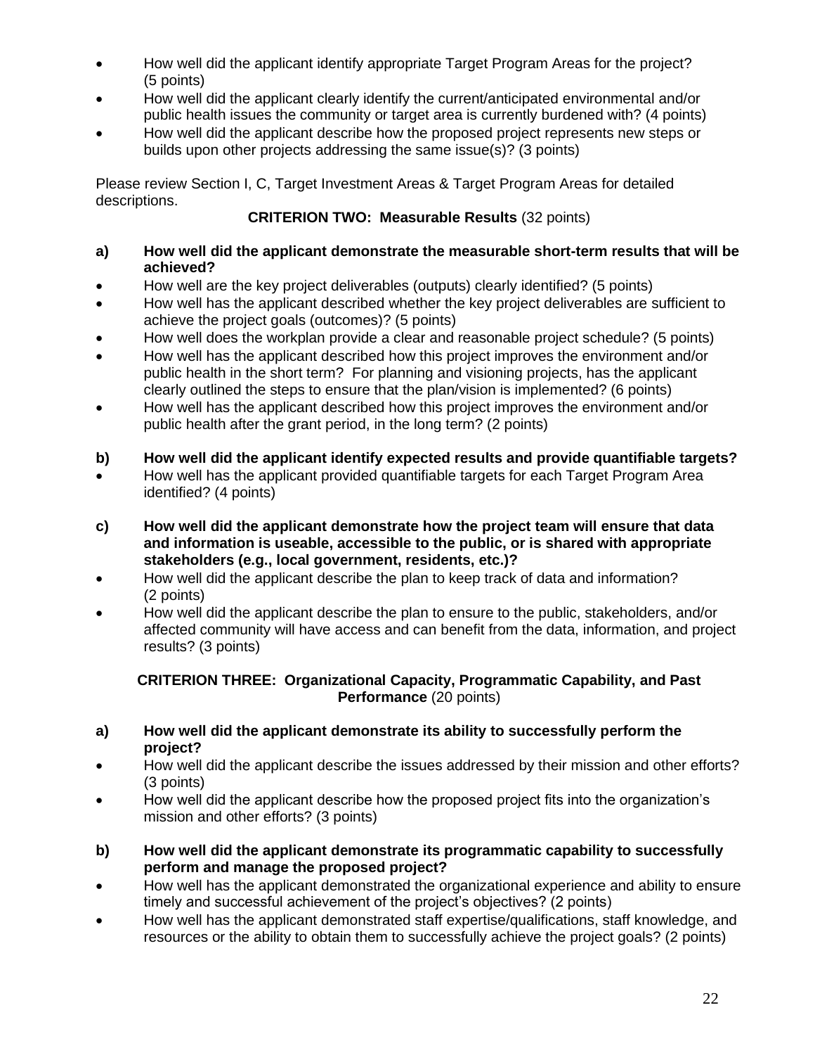- How well did the applicant identify appropriate Target Program Areas for the project? (5 points)
- How well did the applicant clearly identify the current/anticipated environmental and/or public health issues the community or target area is currently burdened with? (4 points)
- How well did the applicant describe how the proposed project represents new steps or builds upon other projects addressing the same issue(s)? (3 points)

Please review Section I, C, Target Investment Areas & Target Program Areas for detailed descriptions.

**CRITERION TWO: Measurable Results** (32 points)

**a) How well did the applicant demonstrate the measurable short-term results that will be achieved?**

- How well are the key project deliverables (outputs) clearly identified? (5 points)
- How well has the applicant described whether the key project deliverables are sufficient to achieve the project goals (outcomes)? (5 points)
- How well does the workplan provide a clear and reasonable project schedule? (5 points)
- How well has the applicant described how this project improves the environment and/or public health in the short term? For planning and visioning projects, has the applicant clearly outlined the steps to ensure that the plan/vision is implemented? (6 points)
- How well has the applicant described how this project improves the environment and/or public health after the grant period, in the long term? (2 points)

**b) How well did the applicant identify expected results and provide quantifiable targets?**

- How well has the applicant provided quantifiable targets for each Target Program Area identified? (4 points)

**c) How well did the applicant demonstrate how the project team will ensure that data and information is useable, accessible to the public, or is shared with appropriate stakeholders (e.g., local government, residents, etc.)?**

- How well did the applicant describe the plan to keep track of data and information? (2 points)
- How well did the applicant describe the plan to ensure to the public, stakeholders, and/or affected community will have access and can benefit from the data, information, and project results? (3 points)

**CRITERION THREE: Organizational Capacity, Programmatic Capability, and Past Performance** (20 points)

**a) How well did the applicant demonstrate its ability to successfully perform the project?**

- How well did the applicant describe the issues addressed by their mission and other efforts? (3 points)
- How well did the applicant describe how the proposed project fits into the organization's mission and other efforts? (3 points)

**b) How well did the applicant demonstrate its programmatic capability to successfully perform and manage the proposed project?**

- How well has the applicant demonstrated the organizational experience and ability to ensure timely and successful achievement of the project's objectives? (2 points)
- How well has the applicant demonstrated staff expertise/qualifications, staff knowledge, and resources or the ability to obtain them to successfully achieve the project goals? (2 points)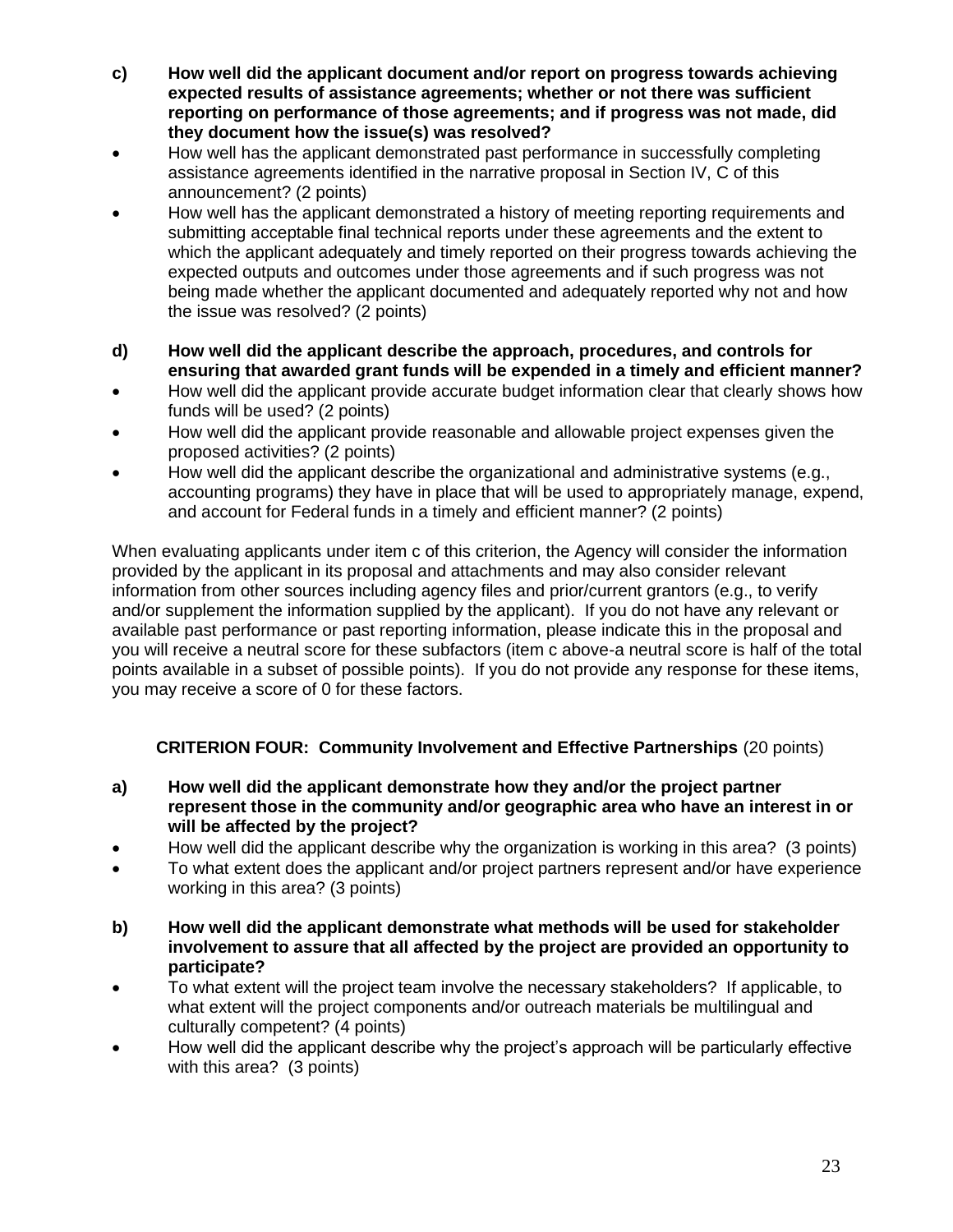**c) How well did the applicant document and/or report on progress towards achieving expected results of assistance agreements; whether or not there was sufficient reporting on performance of those agreements; and if progress was not made, did they document how the issue(s) was resolved?**

- How well has the applicant demonstrated past performance in successfully completing assistance agreements identified in the narrative proposal in Section IV, C of this announcement? (2 points)
- How well has the applicant demonstrated a history of meeting reporting requirements and submitting acceptable final technical reports under these agreements and the extent to which the applicant adequately and timely reported on their progress towards achieving the expected outputs and outcomes under those agreements and if such progress was not being made whether the applicant documented and adequately reported why not and how the issue was resolved? (2 points)

**d) How well did the applicant describe the approach, procedures, and controls for ensuring that awarded grant funds will be expended in a timely and efficient manner?**

- How well did the applicant provide accurate budget information clear that clearly shows how funds will be used? (2 points)
- How well did the applicant provide reasonable and allowable project expenses given the proposed activities? (2 points)
- How well did the applicant describe the organizational and administrative systems (e.g., accounting programs) they have in place that will be used to appropriately manage, expend, and account for Federal funds in a timely and efficient manner? (2 points)

When evaluating applicants under item c of this criterion, the Agency will consider the information provided by the applicant in its proposal and attachments and may also consider relevant information from other sources including agency files and prior/current grantors (e.g., to verify and/or supplement the information supplied by the applicant). If you do not have any relevant or available past performance or past reporting information, please indicate this in the proposal and you will receive a neutral score for these subfactors (item c above-a neutral score is half of the total points available in a subset of possible points). If you do not provide any response for these items, you may receive a score of 0 for these factors.

### CRITERION FOUR: Community Involvement and Effective Partnerships (20 points)

**a) How well did the applicant demonstrate how they and/or the project partner represent those in the community and/or geographic area who have an interest in or will be affected by the project?**

- How well did the applicant describe why the organization is working in this area? (3 points)
- To what extent does the applicant and/or project partners represent and/or have experience working in this area? (3 points)

**b) How well did the applicant demonstrate what methods will be used for stakeholder involvement to assure that all affected by the project are provided an opportunity to participate?**

- To what extent will the project team involve the necessary stakeholders? If applicable, to what extent will the project components and/or outreach materials be multilingual and culturally competent? (4 points)
- How well did the applicant describe why the project's approach will be particularly effective with this area? (3 points)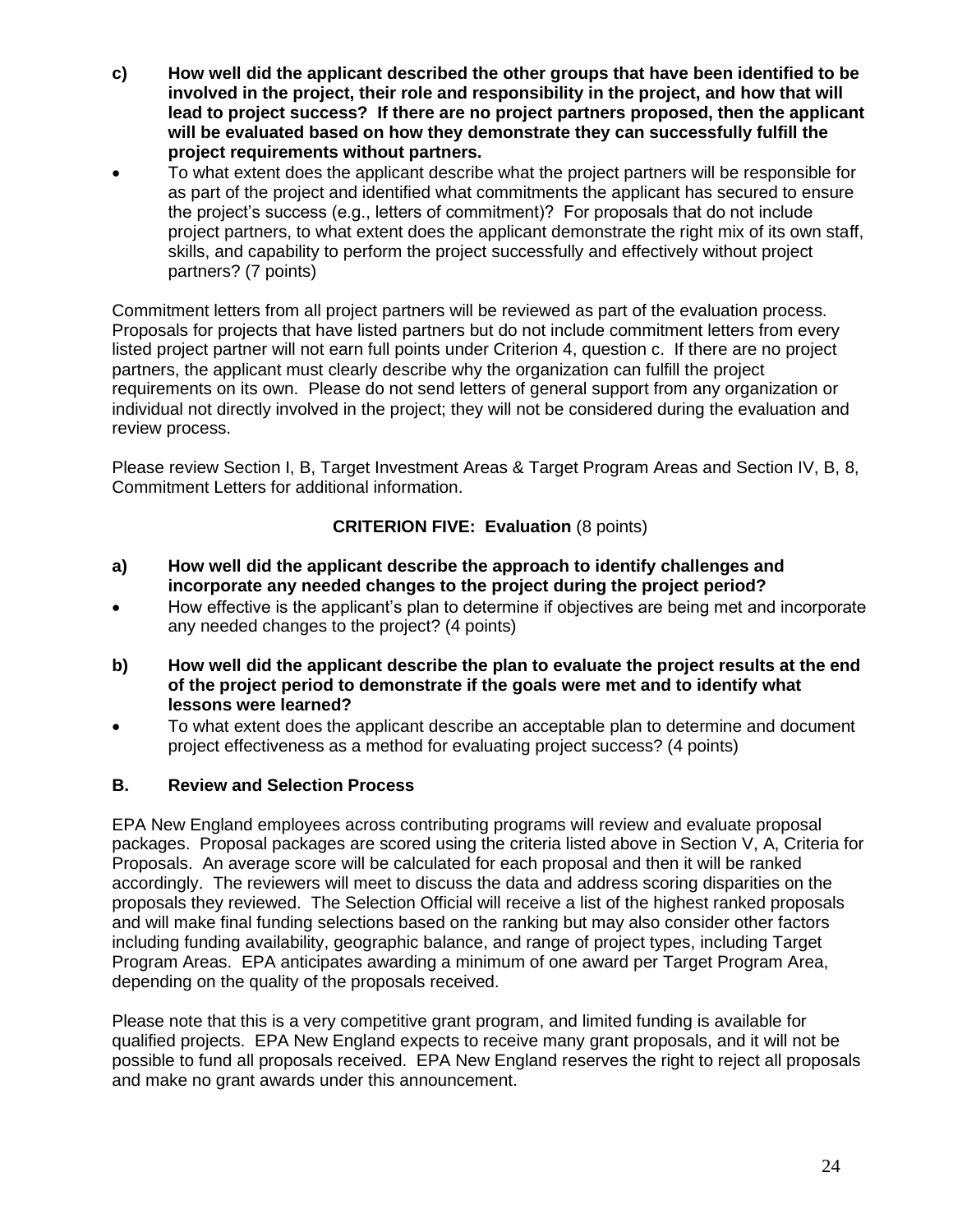**c) How well did the applicant described the other groups that have been identified to be involved in the project, their role and responsibility in the project, and how that will lead to project success? If there are no project partners proposed, then the applicant will be evaluated based on how they demonstrate they can successfully fulfill the project requirements without partners.**

- To what extent does the applicant describe what the project partners will be responsible for as part of the project and identified what commitments the applicant has secured to ensure the project's success (e.g., letters of commitment)? For proposals that do not include project partners, to what extent does the applicant demonstrate the right mix of its own staff, skills, and capability to perform the project successfully and effectively without project partners? (7 points)

Commitment letters from all project partners will be reviewed as part of the evaluation process. Proposals for projects that have listed partners but do not include commitment letters from every listed project partner will not earn full points under Criterion 4, question c. If there are no project partners, the applicant must clearly describe why the organization can fulfill the project requirements on its own. Please do not send letters of general support from any organization or individual not directly involved in the project; they will not be considered during the evaluation and review process.

Please review Section I, B, Target Investment Areas & Target Program Areas and Section IV, B, 8, Commitment Letters for additional information.

**CRITERION FIVE: Evaluation** (8 points)

**a) How well did the applicant describe the approach to identify challenges and incorporate any needed changes to the project during the project period?**

- How effective is the applicant's plan to determine if objectives are being met and incorporate any needed changes to the project? (4 points)

**b) How well did the applicant describe the plan to evaluate the project results at the end of the project period to demonstrate if the goals were met and to identify what lessons were learned?**

- To what extent does the applicant describe an acceptable plan to determine and document project effectiveness as a method for evaluating project success? (4 points)

## B. Review and Selection Process

EPA New England employees across contributing programs will review and evaluate proposal packages. Proposal packages are scored using the criteria listed above in Section V, A, Criteria for Proposals. An average score will be calculated for each proposal and then it will be ranked accordingly. The reviewers will meet to discuss the data and address scoring disparities on the proposals they reviewed. The Selection Official will receive a list of the highest ranked proposals and will make final funding selections based on the ranking but may also consider other factors including funding availability, geographic balance, and range of project types, including Target Program Areas. EPA anticipates awarding a minimum of one award per Target Program Area, depending on the quality of the proposals received.

Please note that this is a very competitive grant program, and limited funding is available for qualified projects. EPA New England expects to receive many grant proposals, and it will not be possible to fund all proposals received. EPA New England reserves the right to reject all proposals and make no grant awards under this announcement.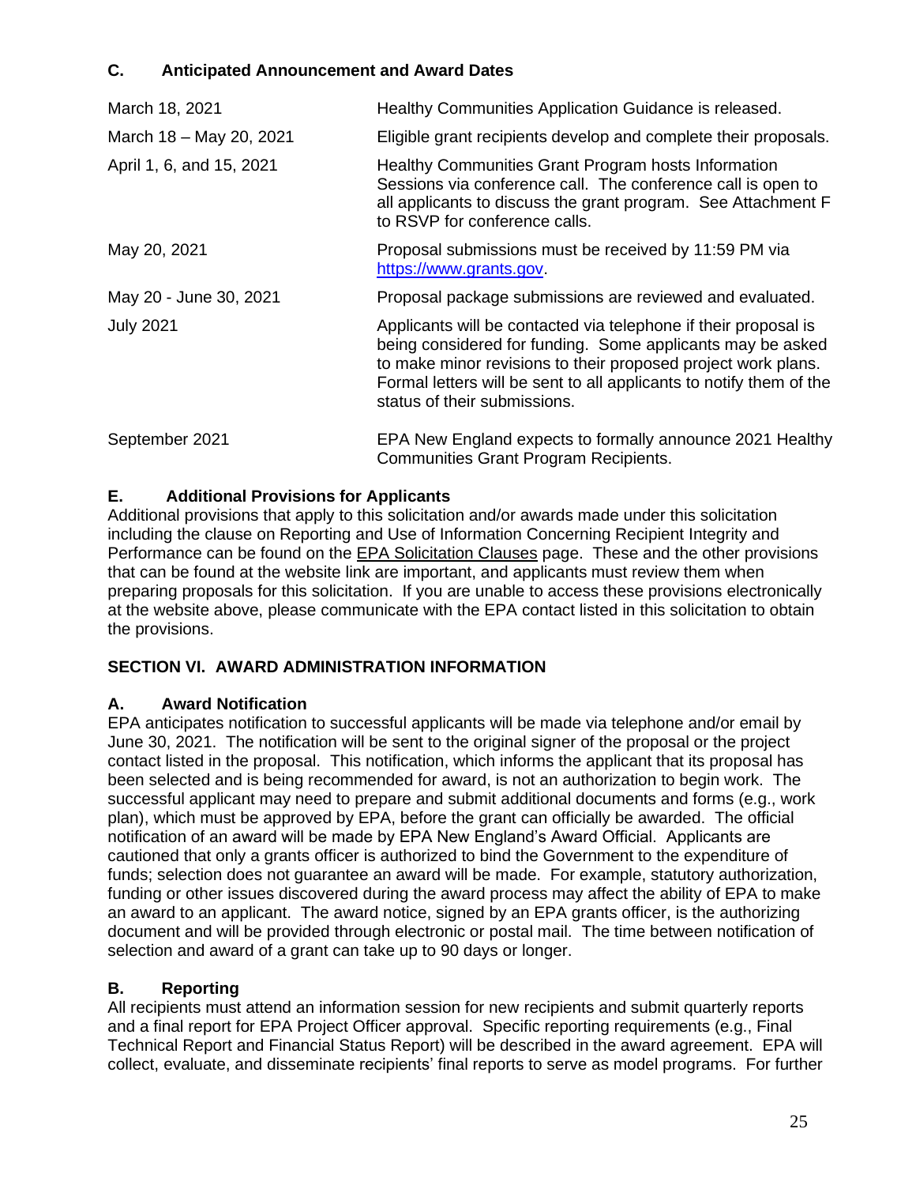### C. Anticipated Announcement and Award Dates

| | |
|---|---|
| March 18, 2021 | Healthy Communities Application Guidance is released. |
| March 18 – May 20, 2021 | Eligible grant recipients develop and complete their proposals. |
| April 1, 6, and 15, 2021 | Healthy Communities Grant Program hosts Information Sessions via conference call. The conference call is open to all applicants to discuss the grant program. See Attachment F to RSVP for conference calls. |
| May 20, 2021 | Proposal submissions must be received by 11:59 PM via https://www.grants.gov. |
| May 20 - June 30, 2021 | Proposal package submissions are reviewed and evaluated. |
| July 2021 | Applicants will be contacted via telephone if their proposal is being considered for funding. Some applicants may be asked to make minor revisions to their proposed project work plans. Formal letters will be sent to all applicants to notify them of the status of their submissions. |
| September 2021 | EPA New England expects to formally announce 2021 Healthy Communities Grant Program Recipients. |

### E. Additional Provisions for Applicants

Additional provisions that apply to this solicitation and/or awards made under this solicitation including the clause on Reporting and Use of Information Concerning Recipient Integrity and Performance can be found on the EPA Solicitation Clauses page. These and the other provisions that can be found at the website link are important, and applicants must review them when preparing proposals for this solicitation. If you are unable to access these provisions electronically at the website above, please communicate with the EPA contact listed in this solicitation to obtain the provisions.

## SECTION VI. AWARD ADMINISTRATION INFORMATION

### A. Award Notification

EPA anticipates notification to successful applicants will be made via telephone and/or email by June 30, 2021. The notification will be sent to the original signer of the proposal or the project contact listed in the proposal. This notification, which informs the applicant that its proposal has been selected and is being recommended for award, is not an authorization to begin work. The successful applicant may need to prepare and submit additional documents and forms (e.g., work plan), which must be approved by EPA, before the grant can officially be awarded. The official notification of an award will be made by EPA New England's Award Official. Applicants are cautioned that only a grants officer is authorized to bind the Government to the expenditure of funds; selection does not guarantee an award will be made. For example, statutory authorization, funding or other issues discovered during the award process may affect the ability of EPA to make an award to an applicant. The award notice, signed by an EPA grants officer, is the authorizing document and will be provided through electronic or postal mail. The time between notification of selection and award of a grant can take up to 90 days or longer.

### B. Reporting

All recipients must attend an information session for new recipients and submit quarterly reports and a final report for EPA Project Officer approval. Specific reporting requirements (e.g., Final Technical Report and Financial Status Report) will be described in the award agreement. EPA will collect, evaluate, and disseminate recipients' final reports to serve as model programs. For further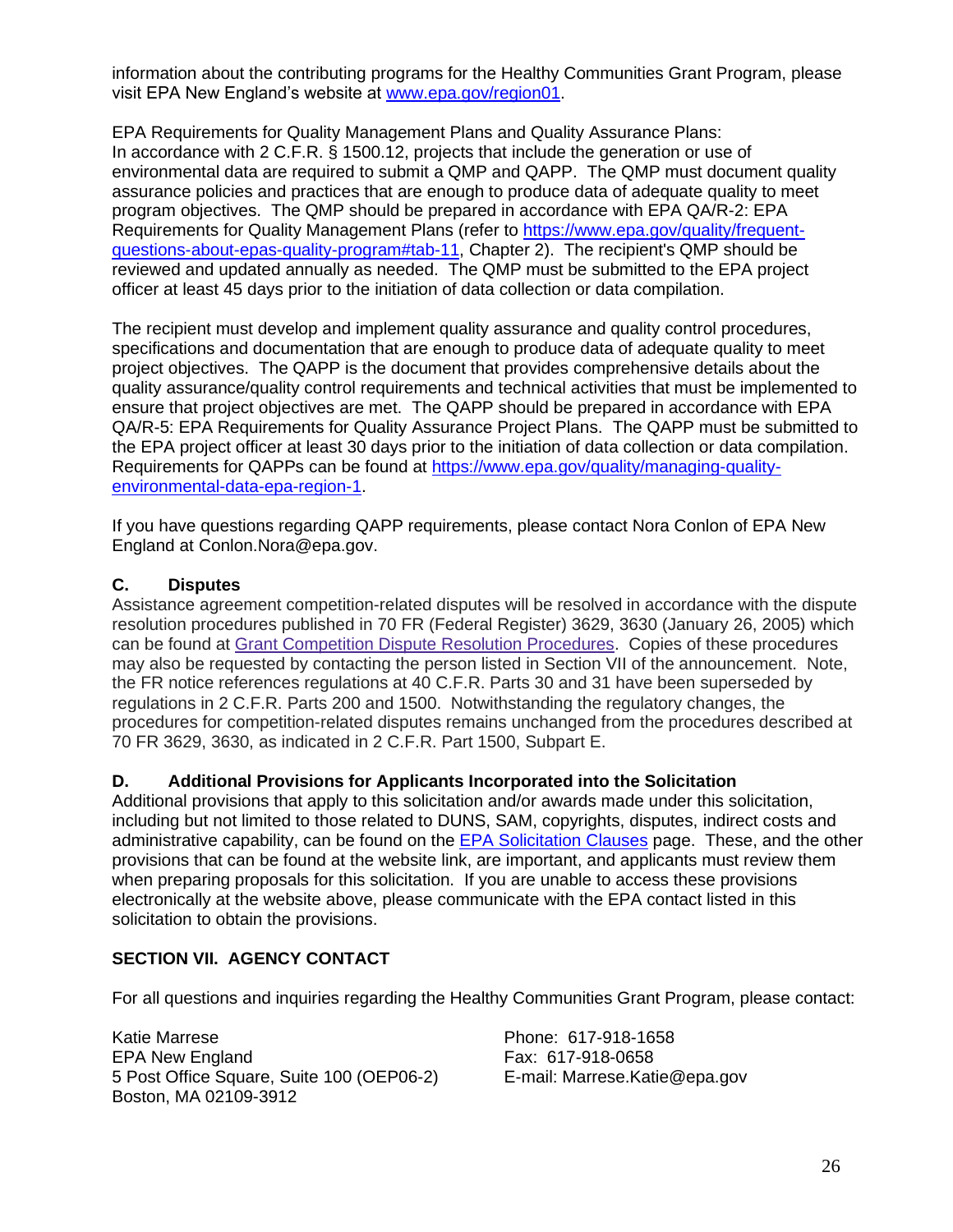information about the contributing programs for the Healthy Communities Grant Program, please visit EPA New England's website at [www.epa.gov/region01](www.epa.gov/region01).

EPA Requirements for Quality Management Plans and Quality Assurance Plans:
In accordance with 2 C.F.R. § 1500.12, projects that include the generation or use of environmental data are required to submit a QMP and QAPP. The QMP must document quality assurance policies and practices that are enough to produce data of adequate quality to meet program objectives. The QMP should be prepared in accordance with EPA QA/R-2: EPA Requirements for Quality Management Plans (refer to [https://www.epa.gov/quality/frequent-questions-about-epas-quality-program#tab-11](https://www.epa.gov/quality/frequent-questions-about-epas-quality-program#tab-11), Chapter 2). The recipient's QMP should be reviewed and updated annually as needed. The QMP must be submitted to the EPA project officer at least 45 days prior to the initiation of data collection or data compilation.

The recipient must develop and implement quality assurance and quality control procedures, specifications and documentation that are enough to produce data of adequate quality to meet project objectives. The QAPP is the document that provides comprehensive details about the quality assurance/quality control requirements and technical activities that must be implemented to ensure that project objectives are met. The QAPP should be prepared in accordance with EPA QA/R-5: EPA Requirements for Quality Assurance Project Plans. The QAPP must be submitted to the EPA project officer at least 30 days prior to the initiation of data collection or data compilation. Requirements for QAPPs can be found at [https://www.epa.gov/quality/managing-quality-environmental-data-epa-region-1](https://www.epa.gov/quality/managing-quality-environmental-data-epa-region-1).

If you have questions regarding QAPP requirements, please contact Nora Conlon of EPA New England at Conlon.Nora@epa.gov.

### C. Disputes

Assistance agreement competition-related disputes will be resolved in accordance with the dispute resolution procedures published in 70 FR (Federal Register) 3629, 3630 (January 26, 2005) which can be found at Grant Competition Dispute Resolution Procedures. Copies of these procedures may also be requested by contacting the person listed in Section VII of the announcement. Note, the FR notice references regulations at 40 C.F.R. Parts 30 and 31 have been superseded by regulations in 2 C.F.R. Parts 200 and 1500. Notwithstanding the regulatory changes, the procedures for competition-related disputes remains unchanged from the procedures described at 70 FR 3629, 3630, as indicated in 2 C.F.R. Part 1500, Subpart E.

### D. Additional Provisions for Applicants Incorporated into the Solicitation

Additional provisions that apply to this solicitation and/or awards made under this solicitation, including but not limited to those related to DUNS, SAM, copyrights, disputes, indirect costs and administrative capability, can be found on the EPA Solicitation Clauses page. These, and the other provisions that can be found at the website link, are important, and applicants must review them when preparing proposals for this solicitation. If you are unable to access these provisions electronically at the website above, please communicate with the EPA contact listed in this solicitation to obtain the provisions.

## SECTION VII. AGENCY CONTACT

For all questions and inquiries regarding the Healthy Communities Grant Program, please contact:

Katie Marrese
EPA New England
5 Post Office Square, Suite 100 (OEP06-2)
Boston, MA 02109-3912

Phone: 617-918-1658
Fax: 617-918-0658
E-mail: Marrese.Katie@epa.gov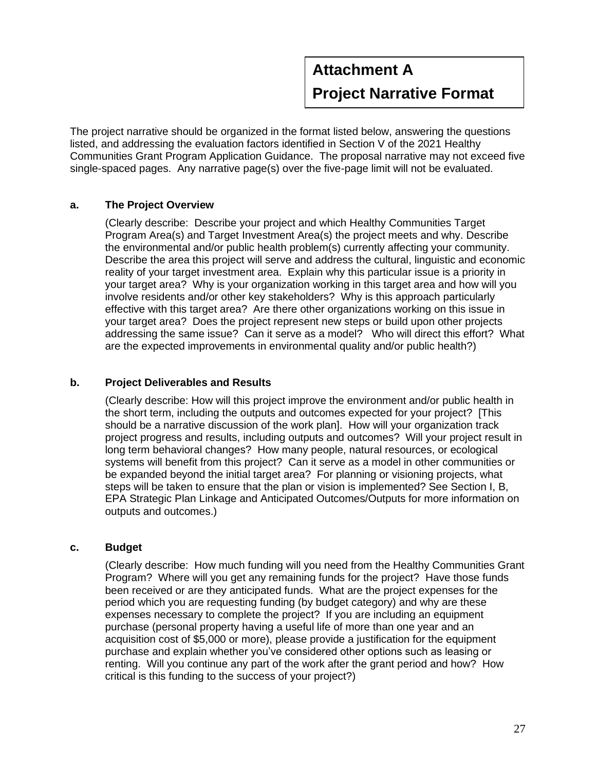# Attachment A
# Project Narrative Format

The project narrative should be organized in the format listed below, answering the questions listed, and addressing the evaluation factors identified in Section V of the 2021 Healthy Communities Grant Program Application Guidance. The proposal narrative may not exceed five single-spaced pages. Any narrative page(s) over the five-page limit will not be evaluated.

### a. The Project Overview

(Clearly describe: Describe your project and which Healthy Communities Target Program Area(s) and Target Investment Area(s) the project meets and why. Describe the environmental and/or public health problem(s) currently affecting your community. Describe the area this project will serve and address the cultural, linguistic and economic reality of your target investment area. Explain why this particular issue is a priority in your target area? Why is your organization working in this target area and how will you involve residents and/or other key stakeholders? Why is this approach particularly effective with this target area? Are there other organizations working on this issue in your target area? Does the project represent new steps or build upon other projects addressing the same issue? Can it serve as a model? Who will direct this effort? What are the expected improvements in environmental quality and/or public health?)

### b. Project Deliverables and Results

(Clearly describe: How will this project improve the environment and/or public health in the short term, including the outputs and outcomes expected for your project? [This should be a narrative discussion of the work plan]. How will your organization track project progress and results, including outputs and outcomes? Will your project result in long term behavioral changes? How many people, natural resources, or ecological systems will benefit from this project? Can it serve as a model in other communities or be expanded beyond the initial target area? For planning or visioning projects, what steps will be taken to ensure that the plan or vision is implemented? See Section I, B, EPA Strategic Plan Linkage and Anticipated Outcomes/Outputs for more information on outputs and outcomes.)

### c. Budget

(Clearly describe: How much funding will you need from the Healthy Communities Grant Program? Where will you get any remaining funds for the project? Have those funds been received or are they anticipated funds. What are the project expenses for the period which you are requesting funding (by budget category) and why are these expenses necessary to complete the project? If you are including an equipment purchase (personal property having a useful life of more than one year and an acquisition cost of $5,000 or more), please provide a justification for the equipment purchase and explain whether you've considered other options such as leasing or renting. Will you continue any part of the work after the grant period and how? How critical is this funding to the success of your project?)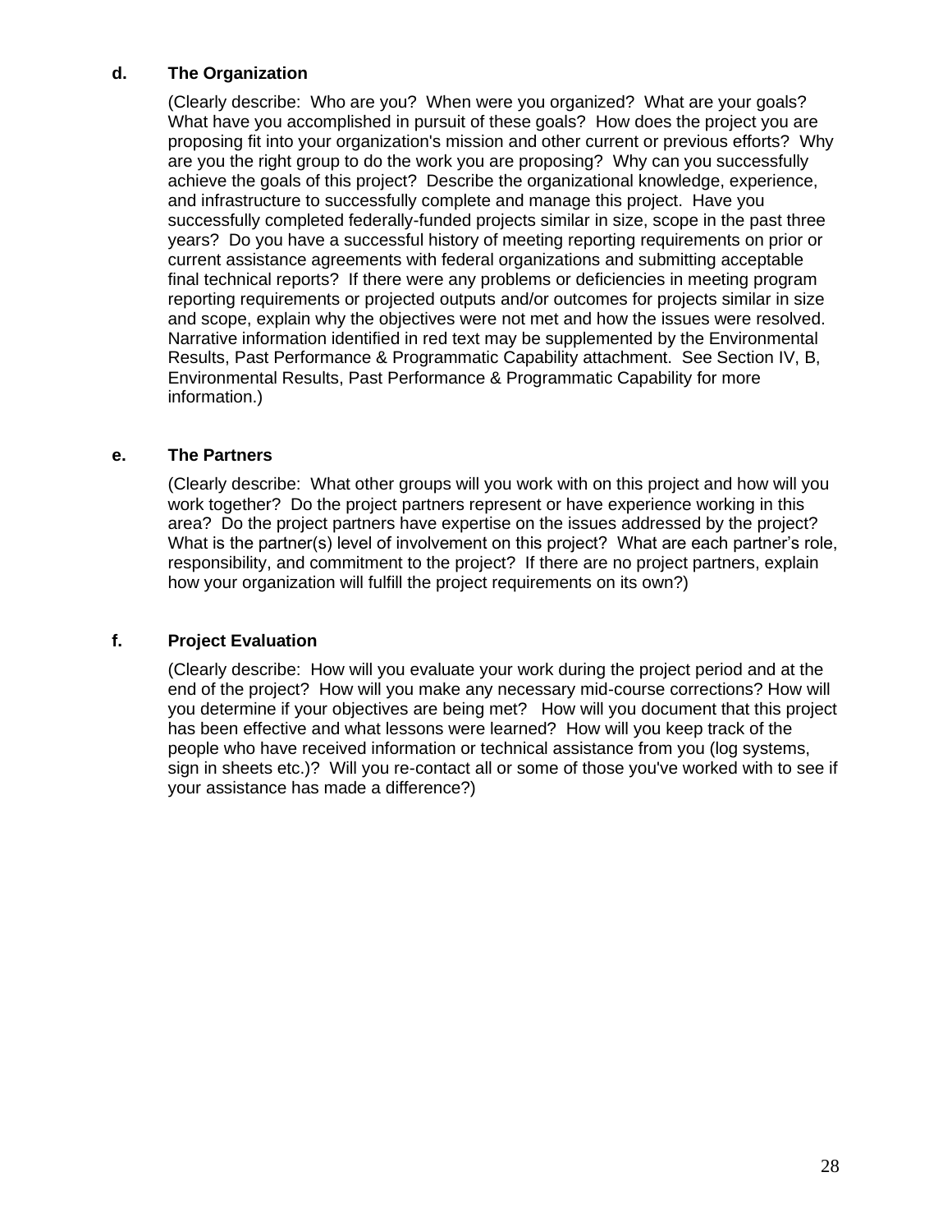**d. The Organization**

(Clearly describe: Who are you? When were you organized? What are your goals? What have you accomplished in pursuit of these goals? How does the project you are proposing fit into your organization's mission and other current or previous efforts? Why are you the right group to do the work you are proposing? Why can you successfully achieve the goals of this project? Describe the organizational knowledge, experience, and infrastructure to successfully complete and manage this project. Have you successfully completed federally-funded projects similar in size, scope in the past three years? Do you have a successful history of meeting reporting requirements on prior or current assistance agreements with federal organizations and submitting acceptable final technical reports? If there were any problems or deficiencies in meeting program reporting requirements or projected outputs and/or outcomes for projects similar in size and scope, explain why the objectives were not met and how the issues were resolved. Narrative information identified in red text may be supplemented by the Environmental Results, Past Performance & Programmatic Capability attachment. See Section IV, B, Environmental Results, Past Performance & Programmatic Capability for more information.)

**e. The Partners**

(Clearly describe: What other groups will you work with on this project and how will you work together? Do the project partners represent or have experience working in this area? Do the project partners have expertise on the issues addressed by the project? What is the partner(s) level of involvement on this project? What are each partner's role, responsibility, and commitment to the project? If there are no project partners, explain how your organization will fulfill the project requirements on its own?)

**f. Project Evaluation**

(Clearly describe: How will you evaluate your work during the project period and at the end of the project? How will you make any necessary mid-course corrections? How will you determine if your objectives are being met? How will you document that this project has been effective and what lessons were learned? How will you keep track of the people who have received information or technical assistance from you (log systems, sign in sheets etc.)? Will you re-contact all or some of those you've worked with to see if your assistance has made a difference?)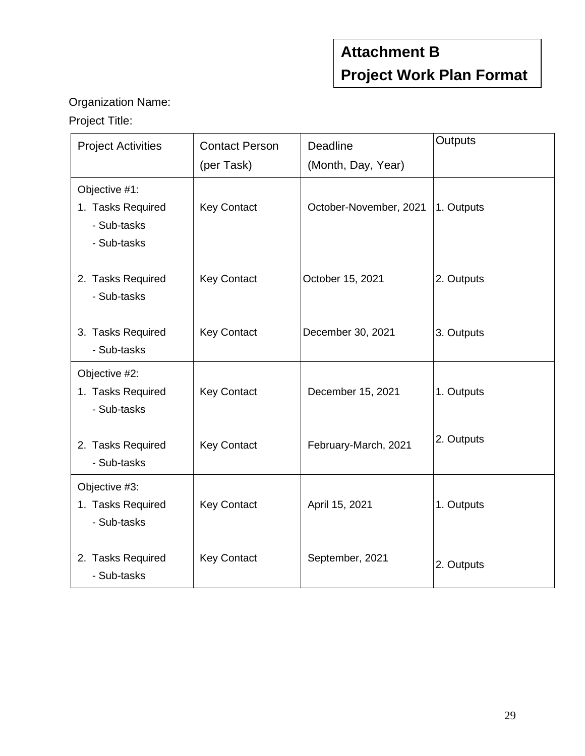# Attachment B
# Project Work Plan Format

Organization Name:

Project Title:

| Project Activities | Contact Person (per Task) | Deadline (Month, Day, Year) | Outputs |
|---|---|---|---|
| Objective #1:<br>1. Tasks Required<br>- Sub-tasks<br>- Sub-tasks | Key Contact | October-November, 2021 | 1. Outputs |
| 2. Tasks Required<br>- Sub-tasks | Key Contact | October 15, 2021 | 2. Outputs |
| 3. Tasks Required<br>- Sub-tasks | Key Contact | December 30, 2021 | 3. Outputs |
| Objective #2:<br>1. Tasks Required<br>- Sub-tasks | Key Contact | December 15, 2021 | 1. Outputs |
| 2. Tasks Required<br>- Sub-tasks | Key Contact | February-March, 2021 | 2. Outputs |
| Objective #3:<br>1. Tasks Required<br>- Sub-tasks | Key Contact | April 15, 2021 | 1. Outputs |
| 2. Tasks Required<br>- Sub-tasks | Key Contact | September, 2021 | 2. Outputs |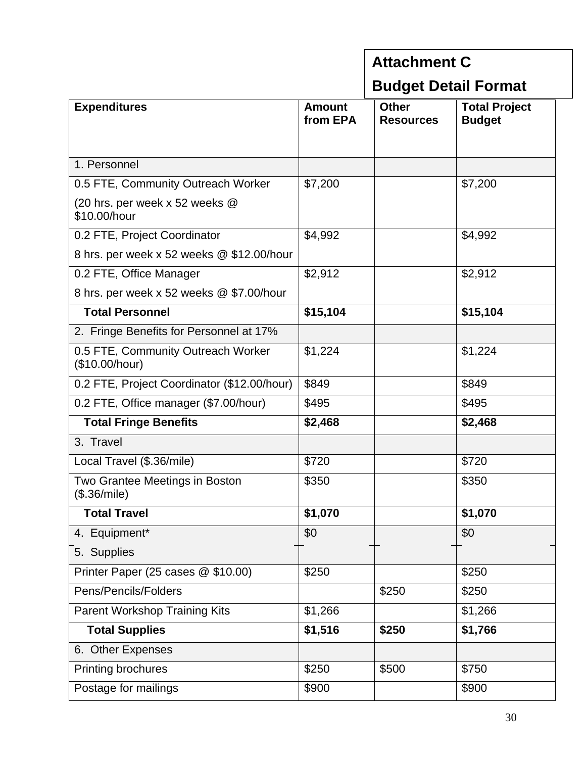**Attachment C**

**Budget Detail Format**

| Expenditures | Amount from EPA | Other Resources | Total Project Budget |
|---|---|---|---|
| 1. Personnel | | | |
| 0.5 FTE, Community Outreach Worker<br>(20 hrs. per week x 52 weeks @ $10.00/hour | $7,200 | | $7,200 |
| 0.2 FTE, Project Coordinator<br>8 hrs. per week x 52 weeks @ $12.00/hour | $4,992 | | $4,992 |
| 0.2 FTE, Office Manager<br>8 hrs. per week x 52 weeks @ $7.00/hour | $2,912 | | $2,912 |
| **Total Personnel** | **$15,104** | | **$15,104** |
| 2. Fringe Benefits for Personnel at 17% | | | |
| 0.5 FTE, Community Outreach Worker ($10.00/hour) | $1,224 | | $1,224 |
| 0.2 FTE, Project Coordinator ($12.00/hour) | $849 | | $849 |
| 0.2 FTE, Office manager ($7.00/hour) | $495 | | $495 |
| **Total Fringe Benefits** | **$2,468** | | **$2,468** |
| 3. Travel | | | |
| Local Travel ($.36/mile) | $720 | | $720 |
| Two Grantee Meetings in Boston ($.36/mile) | $350 | | $350 |
| **Total Travel** | **$1,070** | | **$1,070** |
| 4. Equipment* | $0 | | $0 |
| 5. Supplies | | | |
| Printer Paper (25 cases @ $10.00) | $250 | | $250 |
| Pens/Pencils/Folders | | $250 | $250 |
| Parent Workshop Training Kits | $1,266 | | $1,266 |
| **Total Supplies** | **$1,516** | **$250** | **$1,766** |
| 6. Other Expenses | | | |
| Printing brochures | $250 | $500 | $750 |
| Postage for mailings | $900 | | $900 |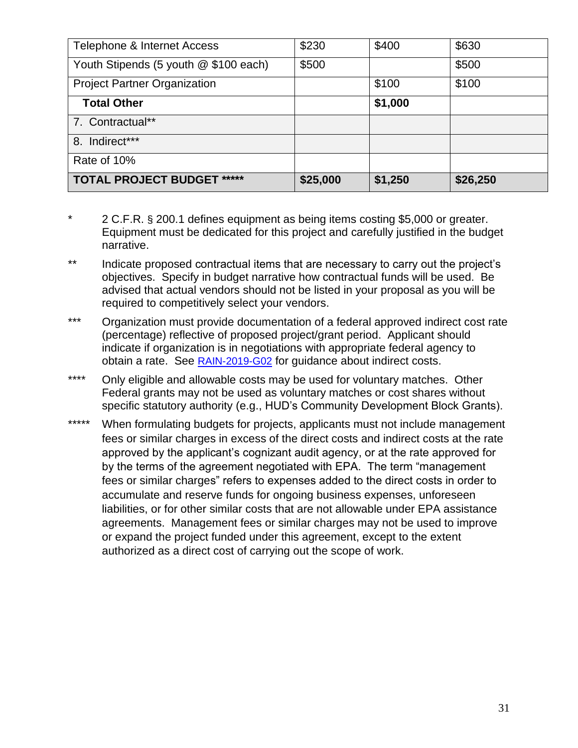| Telephone & Internet Access | $230 | $400 | $630 |
|---|---|---|---|
| Youth Stipends (5 youth @ $100 each) | $500 | | $500 |
| Project Partner Organization | | $100 | $100 |
| **Total Other** | | **$1,000** | |
| 7. Contractual** | | | |
| 8. Indirect*** | | | |
| Rate of 10% | | | |
| **TOTAL PROJECT BUDGET ***** ** | **$25,000** | **$1,250** | **$26,250** |

\* 2 C.F.R. § 200.1 defines equipment as being items costing $5,000 or greater. Equipment must be dedicated for this project and carefully justified in the budget narrative.

** Indicate proposed contractual items that are necessary to carry out the project's objectives. Specify in budget narrative how contractual funds will be used. Be advised that actual vendors should not be listed in your proposal as you will be required to competitively select your vendors.

*** Organization must provide documentation of a federal approved indirect cost rate (percentage) reflective of proposed project/grant period. Applicant should indicate if organization is in negotiations with appropriate federal agency to obtain a rate. See RAIN-2019-G02 for guidance about indirect costs.

**** Only eligible and allowable costs may be used for voluntary matches. Other Federal grants may not be used as voluntary matches or cost shares without specific statutory authority (e.g., HUD's Community Development Block Grants).

***** When formulating budgets for projects, applicants must not include management fees or similar charges in excess of the direct costs and indirect costs at the rate approved by the applicant's cognizant audit agency, or at the rate approved for by the terms of the agreement negotiated with EPA. The term "management fees or similar charges" refers to expenses added to the direct costs in order to accumulate and reserve funds for ongoing business expenses, unforeseen liabilities, or for other similar costs that are not allowable under EPA assistance agreements. Management fees or similar charges may not be used to improve or expand the project funded under this agreement, except to the extent authorized as a direct cost of carrying out the scope of work.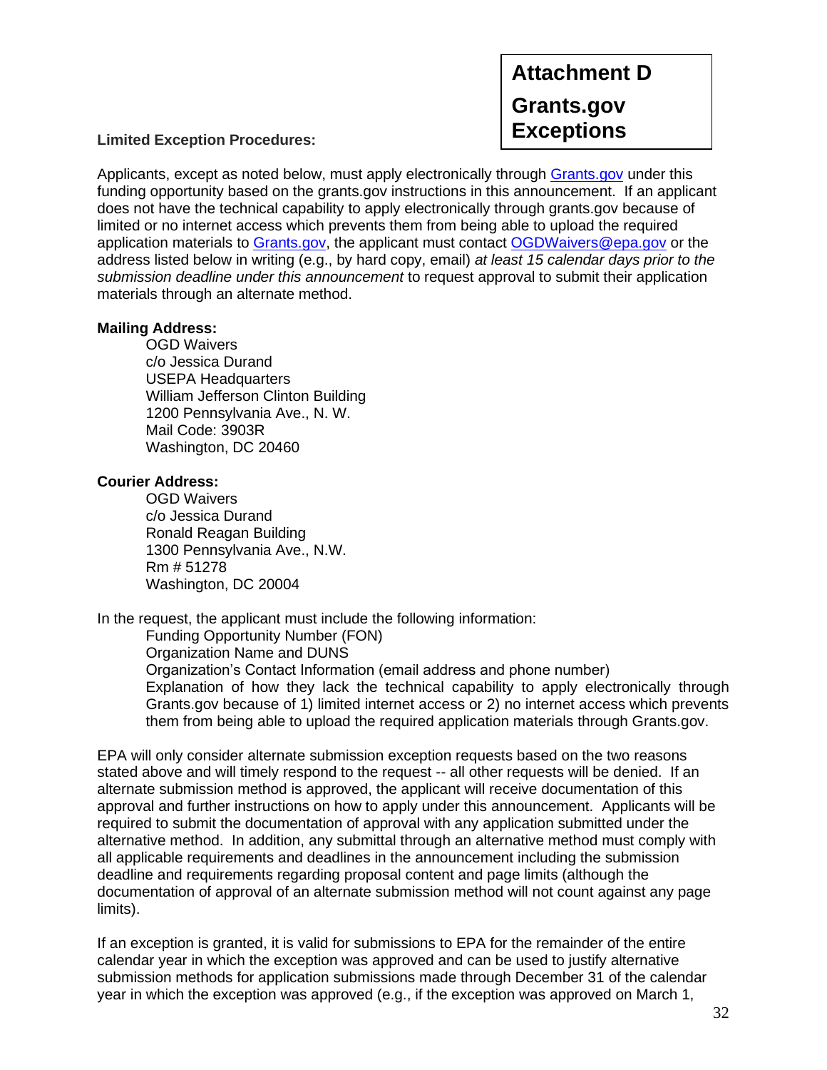# Attachment D

# Grants.gov Exceptions

**Limited Exception Procedures:**

Applicants, except as noted below, must apply electronically through [Grants.gov](Grants.gov) under this funding opportunity based on the grants.gov instructions in this announcement. If an applicant does not have the technical capability to apply electronically through grants.gov because of limited or no internet access which prevents them from being able to upload the required application materials to [Grants.gov](Grants.gov), the applicant must contact [OGDWaivers@epa.gov](mailto:OGDWaivers@epa.gov) or the address listed below in writing (e.g., by hard copy, email) *at least 15 calendar days prior to the submission deadline under this announcement* to request approval to submit their application materials through an alternate method.

**Mailing Address:**

OGD Waivers
c/o Jessica Durand
USEPA Headquarters
William Jefferson Clinton Building
1200 Pennsylvania Ave., N. W.
Mail Code: 3903R
Washington, DC 20460

**Courier Address:**

OGD Waivers
c/o Jessica Durand
Ronald Reagan Building
1300 Pennsylvania Ave., N.W.
Rm # 51278
Washington, DC 20004

In the request, the applicant must include the following information:

Funding Opportunity Number (FON)
Organization Name and DUNS
Organization's Contact Information (email address and phone number)
Explanation of how they lack the technical capability to apply electronically through Grants.gov because of 1) limited internet access or 2) no internet access which prevents them from being able to upload the required application materials through Grants.gov.

EPA will only consider alternate submission exception requests based on the two reasons stated above and will timely respond to the request -- all other requests will be denied. If an alternate submission method is approved, the applicant will receive documentation of this approval and further instructions on how to apply under this announcement. Applicants will be required to submit the documentation of approval with any application submitted under the alternative method. In addition, any submittal through an alternative method must comply with all applicable requirements and deadlines in the announcement including the submission deadline and requirements regarding proposal content and page limits (although the documentation of approval of an alternate submission method will not count against any page limits).

If an exception is granted, it is valid for submissions to EPA for the remainder of the entire calendar year in which the exception was approved and can be used to justify alternative submission methods for application submissions made through December 31 of the calendar year in which the exception was approved (e.g., if the exception was approved on March 1,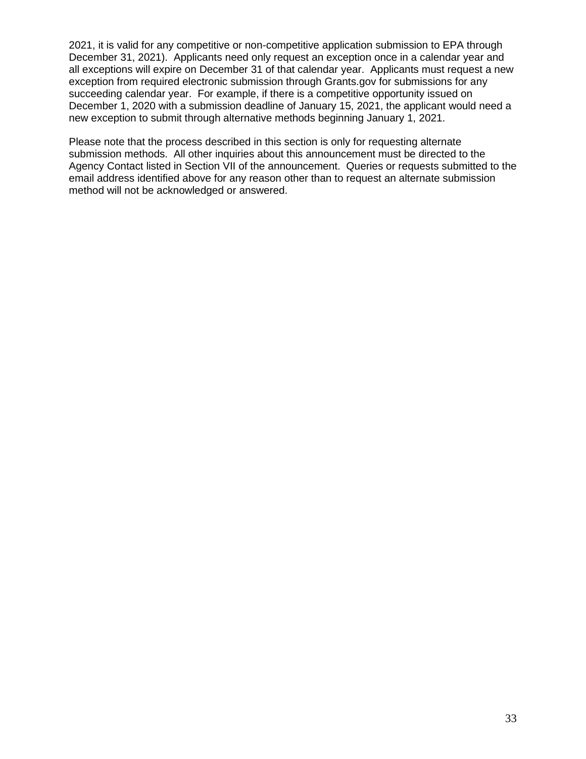2021, it is valid for any competitive or non-competitive application submission to EPA through December 31, 2021). Applicants need only request an exception once in a calendar year and all exceptions will expire on December 31 of that calendar year. Applicants must request a new exception from required electronic submission through Grants.gov for submissions for any succeeding calendar year. For example, if there is a competitive opportunity issued on December 1, 2020 with a submission deadline of January 15, 2021, the applicant would need a new exception to submit through alternative methods beginning January 1, 2021.

Please note that the process described in this section is only for requesting alternate submission methods. All other inquiries about this announcement must be directed to the Agency Contact listed in Section VII of the announcement. Queries or requests submitted to the email address identified above for any reason other than to request an alternate submission method will not be acknowledged or answered.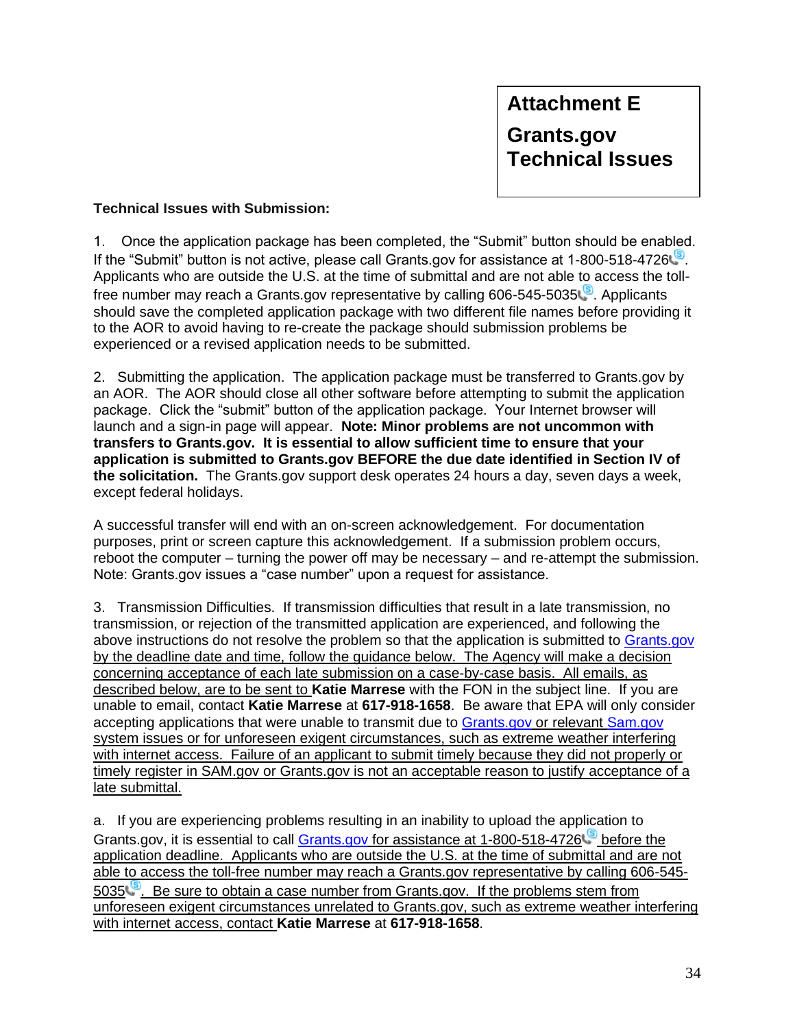# Attachment E

# Grants.gov Technical Issues

**Technical Issues with Submission:**

1. Once the application package has been completed, the "Submit" button should be enabled. If the "Submit" button is not active, please call Grants.gov for assistance at 1-800-518-4726. Applicants who are outside the U.S. at the time of submittal and are not able to access the toll-free number may reach a Grants.gov representative by calling 606-545-5035. Applicants should save the completed application package with two different file names before providing it to the AOR to avoid having to re-create the package should submission problems be experienced or a revised application needs to be submitted.

2. Submitting the application. The application package must be transferred to Grants.gov by an AOR. The AOR should close all other software before attempting to submit the application package. Click the "submit" button of the application package. Your Internet browser will launch and a sign-in page will appear. **Note: Minor problems are not uncommon with transfers to Grants.gov. It is essential to allow sufficient time to ensure that your application is submitted to Grants.gov BEFORE the due date identified in Section IV of the solicitation.** The Grants.gov support desk operates 24 hours a day, seven days a week, except federal holidays.

A successful transfer will end with an on-screen acknowledgement. For documentation purposes, print or screen capture this acknowledgement. If a submission problem occurs, reboot the computer – turning the power off may be necessary – and re-attempt the submission. Note: Grants.gov issues a "case number" upon a request for assistance.

3. Transmission Difficulties. If transmission difficulties that result in a late transmission, no transmission, or rejection of the transmitted application are experienced, and following the above instructions do not resolve the problem so that the application is submitted to Grants.gov by the deadline date and time, follow the guidance below. The Agency will make a decision concerning acceptance of each late submission on a case-by-case basis. All emails, as described below, are to be sent to **Katie Marrese** with the FON in the subject line. If you are unable to email, contact **Katie Marrese** at **617-918-1658**. Be aware that EPA will only consider accepting applications that were unable to transmit due to Grants.gov or relevant Sam.gov system issues or for unforeseen exigent circumstances, such as extreme weather interfering with internet access. Failure of an applicant to submit timely because they did not properly or timely register in SAM.gov or Grants.gov is not an acceptable reason to justify acceptance of a late submittal.

a. If you are experiencing problems resulting in an inability to upload the application to Grants.gov, it is essential to call Grants.gov for assistance at 1-800-518-4726 before the application deadline. Applicants who are outside the U.S. at the time of submittal and are not able to access the toll-free number may reach a Grants.gov representative by calling 606-545-5035. Be sure to obtain a case number from Grants.gov. If the problems stem from unforeseen exigent circumstances unrelated to Grants.gov, such as extreme weather interfering with internet access, contact **Katie Marrese** at **617-918-1658**.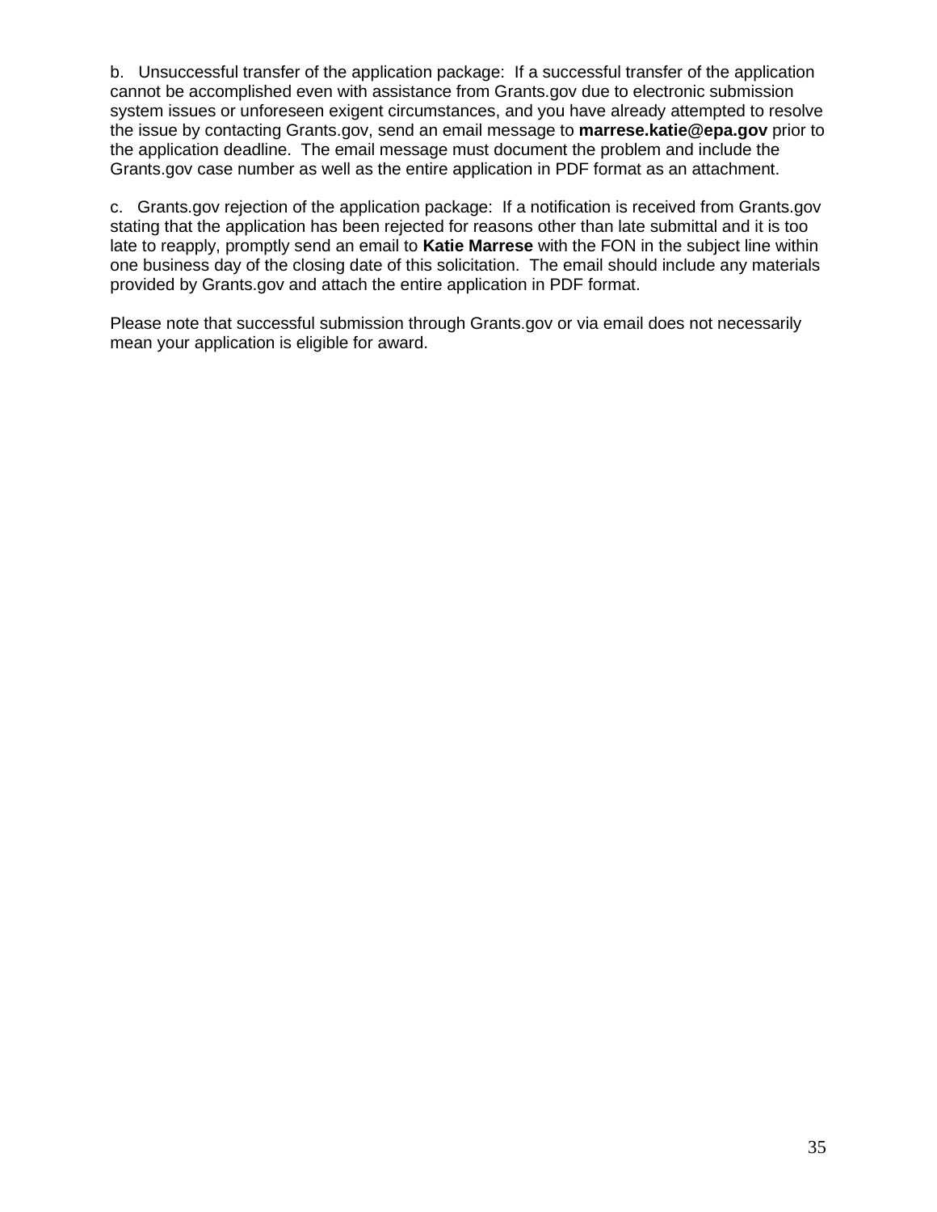b. Unsuccessful transfer of the application package: If a successful transfer of the application cannot be accomplished even with assistance from Grants.gov due to electronic submission system issues or unforeseen exigent circumstances, and you have already attempted to resolve the issue by contacting Grants.gov, send an email message to **marrese.katie@epa.gov** prior to the application deadline. The email message must document the problem and include the Grants.gov case number as well as the entire application in PDF format as an attachment.

c. Grants.gov rejection of the application package: If a notification is received from Grants.gov stating that the application has been rejected for reasons other than late submittal and it is too late to reapply, promptly send an email to **Katie Marrese** with the FON in the subject line within one business day of the closing date of this solicitation. The email should include any materials provided by Grants.gov and attach the entire application in PDF format.

Please note that successful submission through Grants.gov or via email does not necessarily mean your application is eligible for award.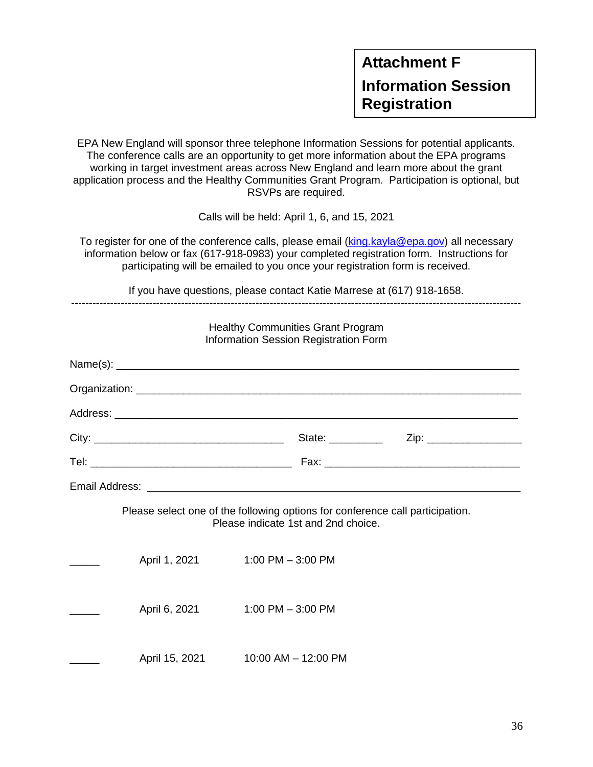# Attachment F

## Information Session Registration

EPA New England will sponsor three telephone Information Sessions for potential applicants. The conference calls are an opportunity to get more information about the EPA programs working in target investment areas across New England and learn more about the grant application process and the Healthy Communities Grant Program. Participation is optional, but RSVPs are required.

Calls will be held: April 1, 6, and 15, 2021

To register for one of the conference calls, please email (king.kayla@epa.gov) all necessary information below or fax (617-918-0983) your completed registration form. Instructions for participating will be emailed to you once your registration form is received.

If you have questions, please contact Katie Marrese at (617) 918-1658.

---

Healthy Communities Grant Program
Information Session Registration Form

Name(s): ____________________________________________________________

Organization: ________________________________________________________

Address: ____________________________________________________________

City: _______________________________ State: _________ Zip: ________________

Tel: __________________________________ Fax: _________________________________

Email Address: _______________________________________________________

Please select one of the following options for conference call participation.
Please indicate 1st and 2nd choice.

_____ April 1, 2021 1:00 PM – 3:00 PM

_____ April 6, 2021 1:00 PM – 3:00 PM

_____ April 15, 2021 10:00 AM – 12:00 PM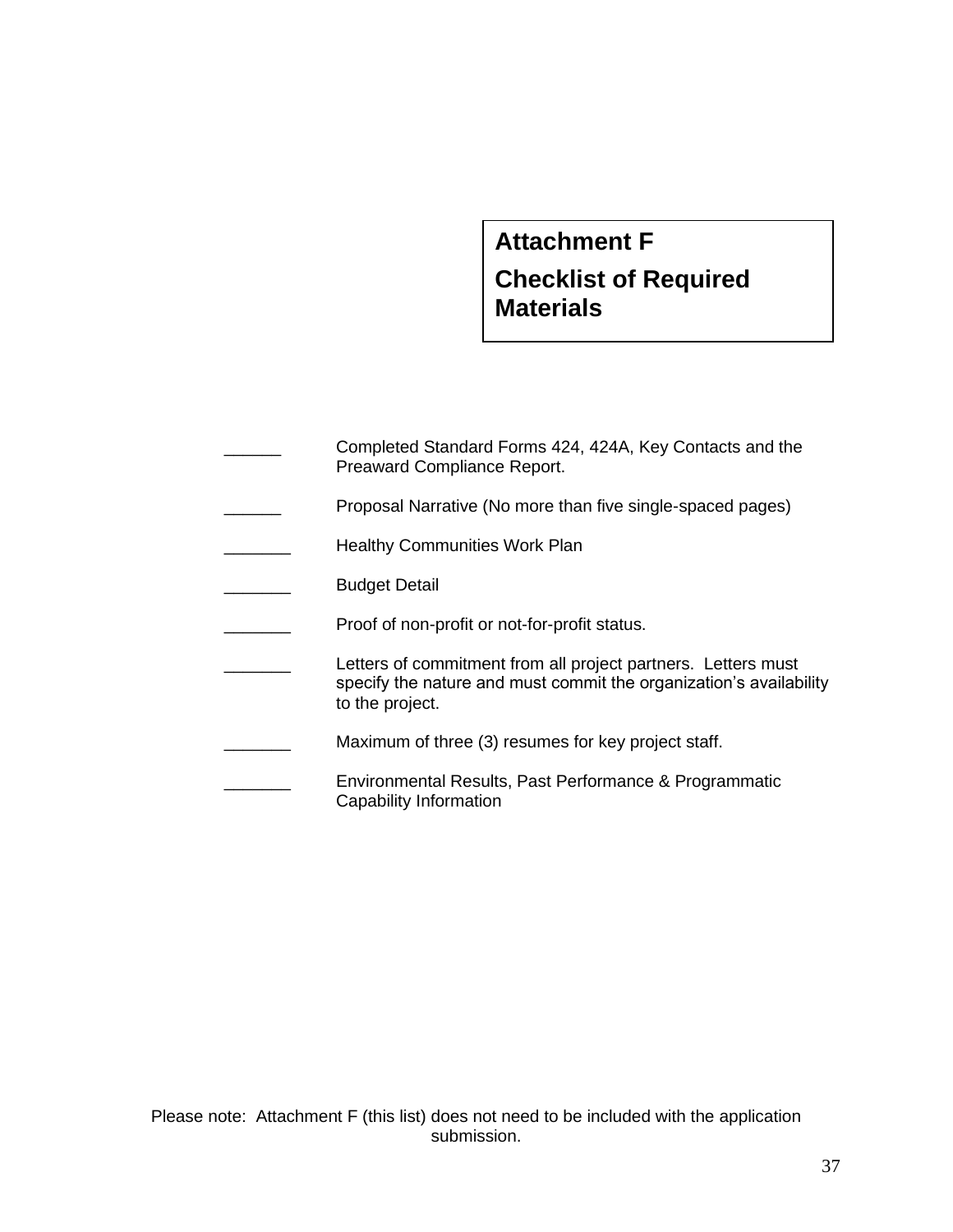**Attachment F**

**Checklist of Required Materials**

______ Completed Standard Forms 424, 424A, Key Contacts and the Preaward Compliance Report.

______ Proposal Narrative (No more than five single-spaced pages)

_______ Healthy Communities Work Plan

_______ Budget Detail

_______ Proof of non-profit or not-for-profit status.

_______ Letters of commitment from all project partners. Letters must specify the nature and must commit the organization's availability to the project.

_______ Maximum of three (3) resumes for key project staff.

_______ Environmental Results, Past Performance & Programmatic Capability Information

Please note: Attachment F (this list) does not need to be included with the application submission.